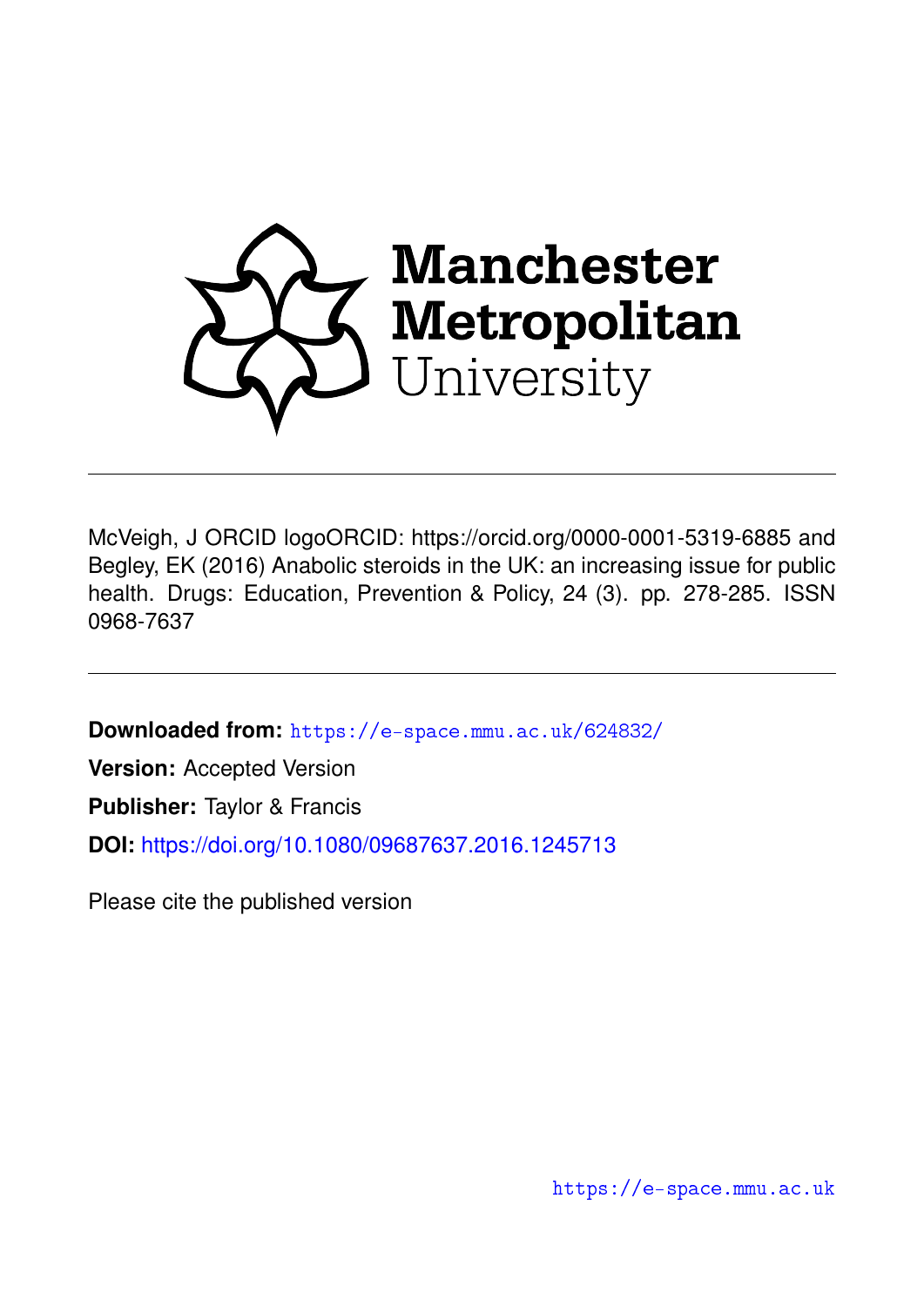Manchester Metropolitan University

McVeigh, J ORCID logoORCID: https://orcid.org/0000-0001-5319-6885 and Begley, EK (2016) Anabolic steroids in the UK: an increasing issue for public health. Drugs: Education, Prevention & Policy, 24 (3). pp. 278-285. ISSN 0968-7637

**Downloaded from:** https://e-space.mmu.ac.uk/624832/

**Version:** Accepted Version

**Publisher:** Taylor & Francis

**DOI:** https://doi.org/10.1080/09687637.2016.1245713

Please cite the published version

https://e-space.mmu.ac.uk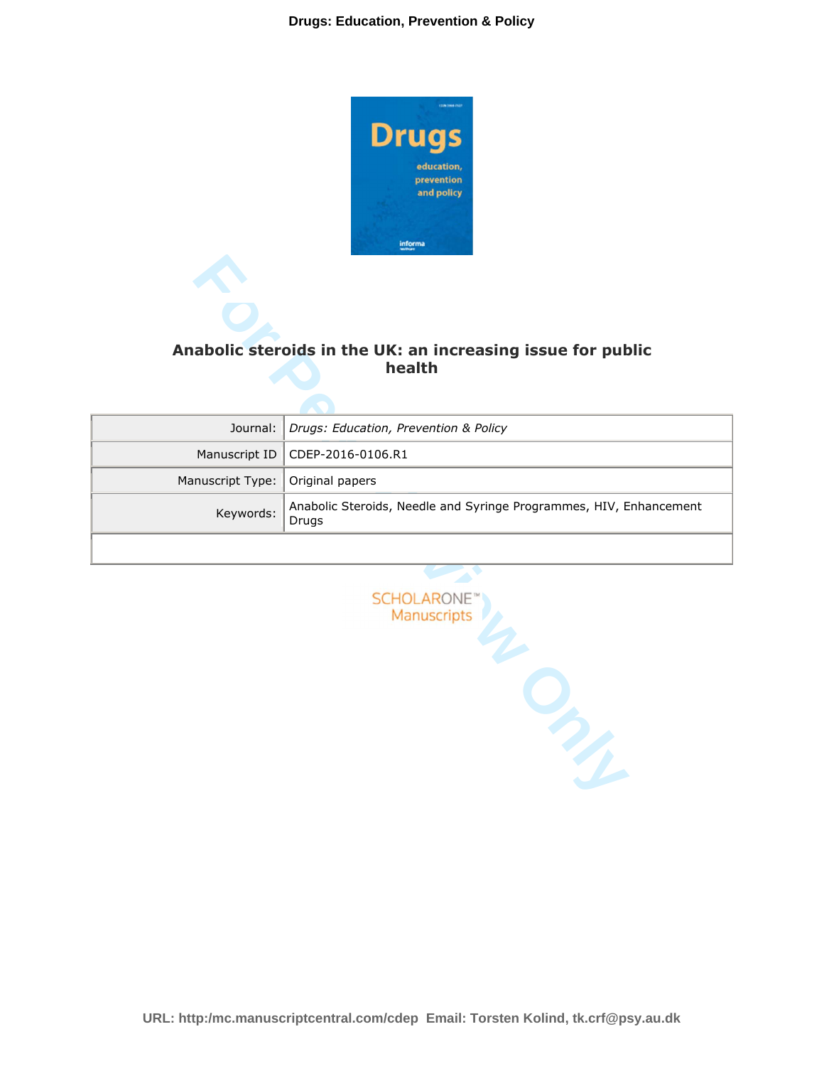# Anabolic steroids in the UK: an increasing issue for public health

| Journal: | *Drugs: Education, Prevention & Policy* |
|---|---|
| Manuscript ID | CDEP-2016-0106.R1 |
| Manuscript Type: | Original papers |
| Keywords: | Anabolic Steroids, Needle and Syringe Programmes, HIV, Enhancement Drugs |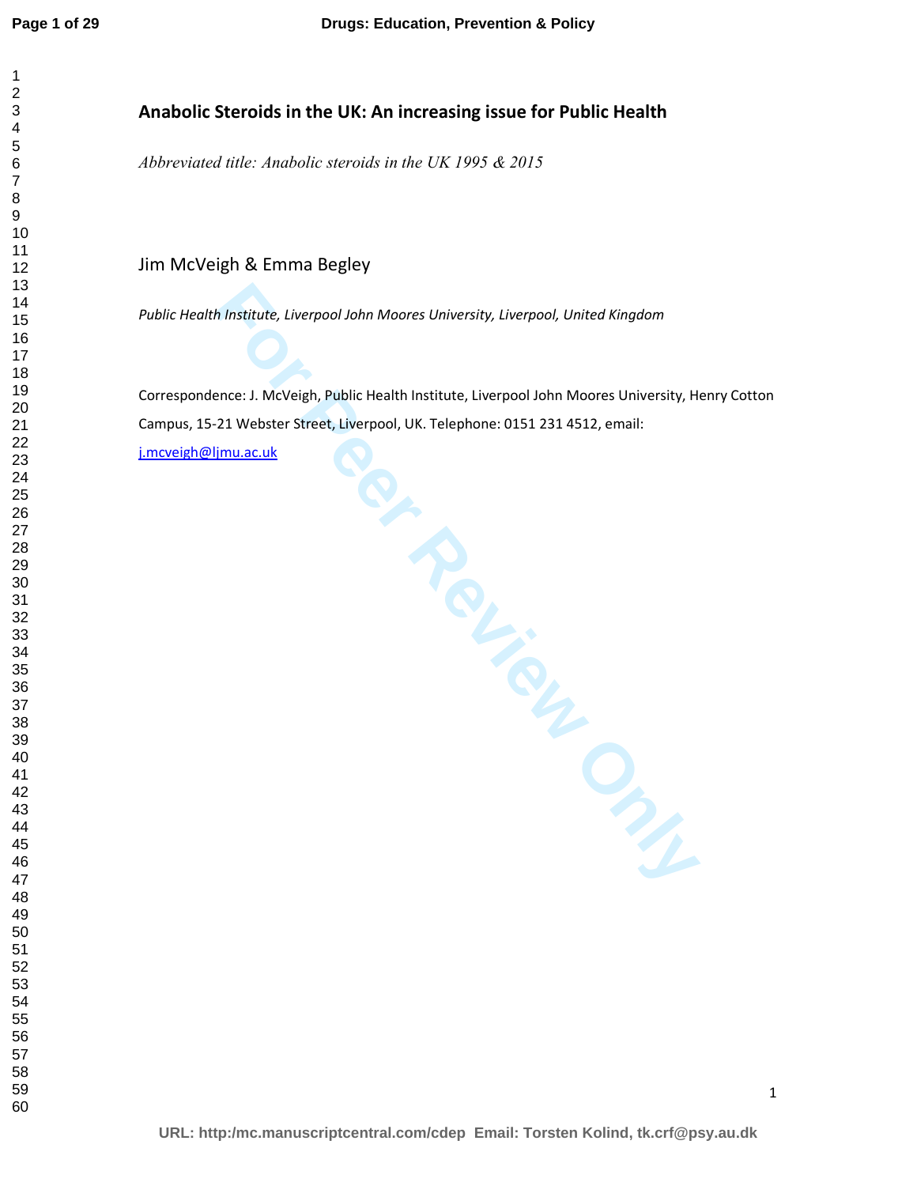# Anabolic Steroids in the UK: An increasing issue for Public Health

*Abbreviated title: Anabolic steroids in the UK 1995 & 2015*

Jim McVeigh & Emma Begley

*Public Health Institute, Liverpool John Moores University, Liverpool, United Kingdom*

Correspondence: J. McVeigh, Public Health Institute, Liverpool John Moores University, Henry Cotton Campus, 15-21 Webster Street, Liverpool, UK. Telephone: 0151 231 4512, email: j.mcveigh@ljmu.ac.uk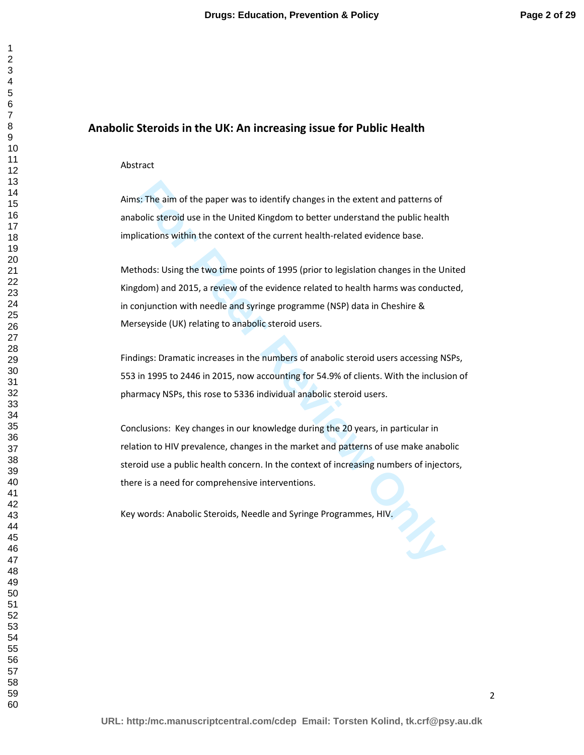# Anabolic Steroids in the UK: An increasing issue for Public Health

Abstract

Aims: The aim of the paper was to identify changes in the extent and patterns of anabolic steroid use in the United Kingdom to better understand the public health implications within the context of the current health-related evidence base.

Methods: Using the two time points of 1995 (prior to legislation changes in the United Kingdom) and 2015, a review of the evidence related to health harms was conducted, in conjunction with needle and syringe programme (NSP) data in Cheshire & Merseyside (UK) relating to anabolic steroid users.

Findings: Dramatic increases in the numbers of anabolic steroid users accessing NSPs, 553 in 1995 to 2446 in 2015, now accounting for 54.9% of clients. With the inclusion of pharmacy NSPs, this rose to 5336 individual anabolic steroid users.

Conclusions: Key changes in our knowledge during the 20 years, in particular in relation to HIV prevalence, changes in the market and patterns of use make anabolic steroid use a public health concern. In the context of increasing numbers of injectors, there is a need for comprehensive interventions.

Key words: Anabolic Steroids, Needle and Syringe Programmes, HIV.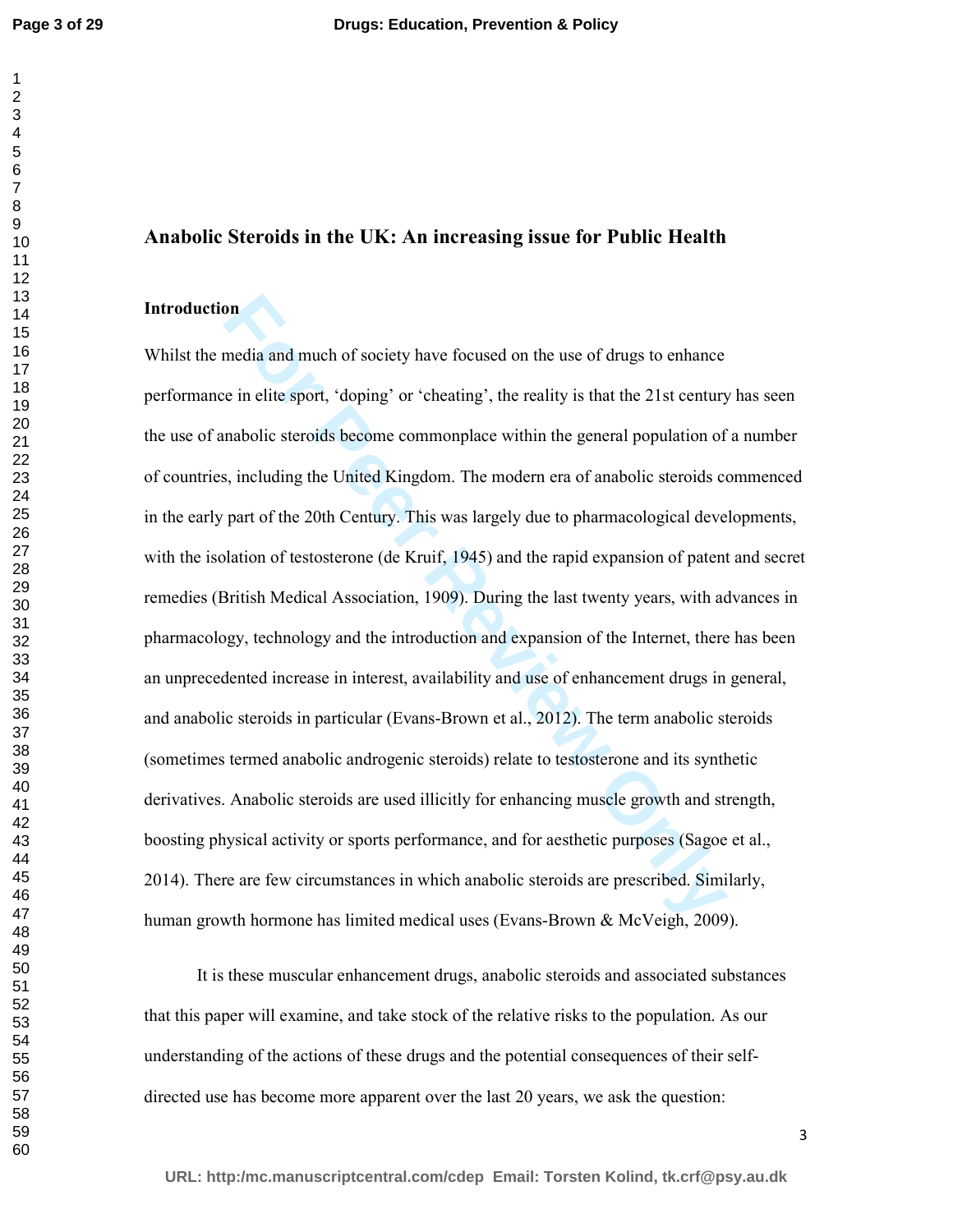# Anabolic Steroids in the UK: An increasing issue for Public Health

## Introduction

Whilst the media and much of society have focused on the use of drugs to enhance performance in elite sport, 'doping' or 'cheating', the reality is that the 21st century has seen the use of anabolic steroids become commonplace within the general population of a number of countries, including the United Kingdom. The modern era of anabolic steroids commenced in the early part of the 20th Century. This was largely due to pharmacological developments, with the isolation of testosterone (de Kruif, 1945) and the rapid expansion of patent and secret remedies (British Medical Association, 1909). During the last twenty years, with advances in pharmacology, technology and the introduction and expansion of the Internet, there has been an unprecedented increase in interest, availability and use of enhancement drugs in general, and anabolic steroids in particular (Evans-Brown et al., 2012). The term anabolic steroids (sometimes termed anabolic androgenic steroids) relate to testosterone and its synthetic derivatives. Anabolic steroids are used illicitly for enhancing muscle growth and strength, boosting physical activity or sports performance, and for aesthetic purposes (Sagoe et al., 2014). There are few circumstances in which anabolic steroids are prescribed. Similarly, human growth hormone has limited medical uses (Evans-Brown & McVeigh, 2009).

It is these muscular enhancement drugs, anabolic steroids and associated substances that this paper will examine, and take stock of the relative risks to the population. As our understanding of the actions of these drugs and the potential consequences of their self-directed use has become more apparent over the last 20 years, we ask the question: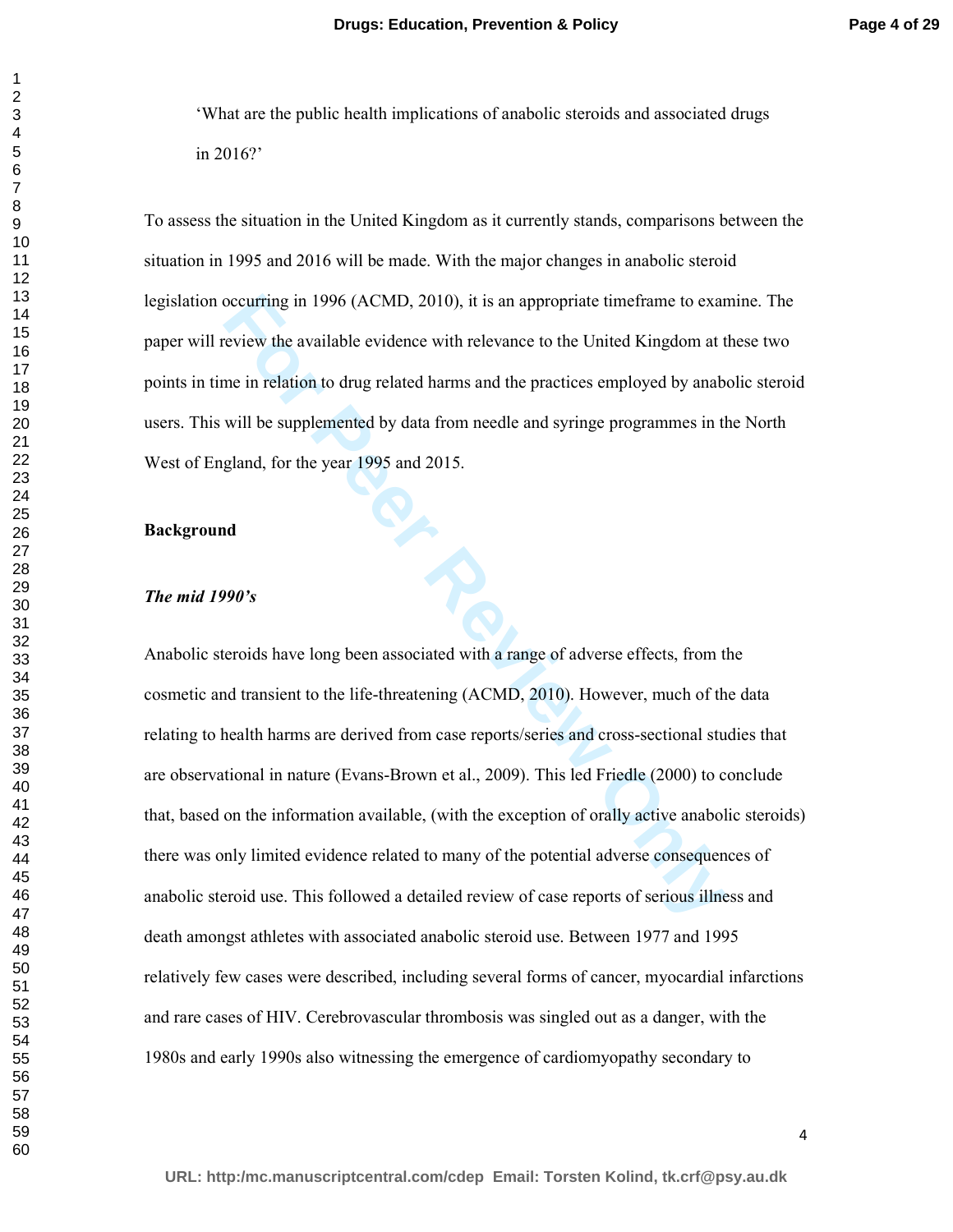'What are the public health implications of anabolic steroids and associated drugs in 2016?'

To assess the situation in the United Kingdom as it currently stands, comparisons between the situation in 1995 and 2016 will be made. With the major changes in anabolic steroid legislation occurring in 1996 (ACMD, 2010), it is an appropriate timeframe to examine. The paper will review the available evidence with relevance to the United Kingdom at these two points in time in relation to drug related harms and the practices employed by anabolic steroid users. This will be supplemented by data from needle and syringe programmes in the North West of England, for the year 1995 and 2015.

## Background

### *The mid 1990's*

Anabolic steroids have long been associated with a range of adverse effects, from the cosmetic and transient to the life-threatening (ACMD, 2010). However, much of the data relating to health harms are derived from case reports/series and cross-sectional studies that are observational in nature (Evans-Brown et al., 2009). This led Friedle (2000) to conclude that, based on the information available, (with the exception of orally active anabolic steroids) there was only limited evidence related to many of the potential adverse consequences of anabolic steroid use. This followed a detailed review of case reports of serious illness and death amongst athletes with associated anabolic steroid use. Between 1977 and 1995 relatively few cases were described, including several forms of cancer, myocardial infarctions and rare cases of HIV. Cerebrovascular thrombosis was singled out as a danger, with the 1980s and early 1990s also witnessing the emergence of cardiomyopathy secondary to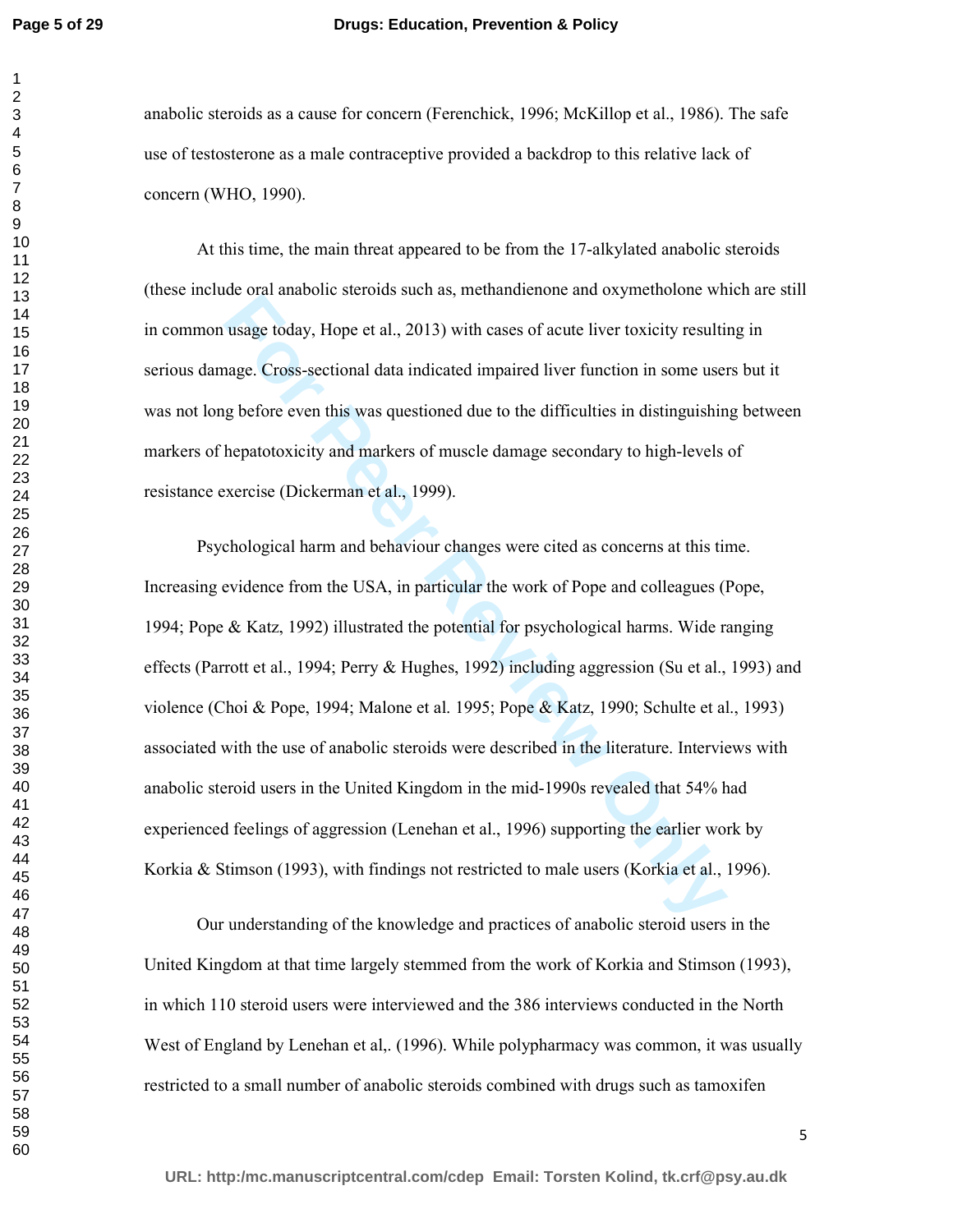anabolic steroids as a cause for concern (Ferenchick, 1996; McKillop et al., 1986). The safe use of testosterone as a male contraceptive provided a backdrop to this relative lack of concern (WHO, 1990).

At this time, the main threat appeared to be from the 17-alkylated anabolic steroids (these include oral anabolic steroids such as, methandienone and oxymetholone which are still in common usage today, Hope et al., 2013) with cases of acute liver toxicity resulting in serious damage. Cross-sectional data indicated impaired liver function in some users but it was not long before even this was questioned due to the difficulties in distinguishing between markers of hepatotoxicity and markers of muscle damage secondary to high-levels of resistance exercise (Dickerman et al., 1999).

Psychological harm and behaviour changes were cited as concerns at this time. Increasing evidence from the USA, in particular the work of Pope and colleagues (Pope, 1994; Pope & Katz, 1992) illustrated the potential for psychological harms. Wide ranging effects (Parrott et al., 1994; Perry & Hughes, 1992) including aggression (Su et al., 1993) and violence (Choi & Pope, 1994; Malone et al. 1995; Pope & Katz, 1990; Schulte et al., 1993) associated with the use of anabolic steroids were described in the literature. Interviews with anabolic steroid users in the United Kingdom in the mid-1990s revealed that 54% had experienced feelings of aggression (Lenehan et al., 1996) supporting the earlier work by Korkia & Stimson (1993), with findings not restricted to male users (Korkia et al., 1996).

Our understanding of the knowledge and practices of anabolic steroid users in the United Kingdom at that time largely stemmed from the work of Korkia and Stimson (1993), in which 110 steroid users were interviewed and the 386 interviews conducted in the North West of England by Lenehan et al,. (1996). While polypharmacy was common, it was usually restricted to a small number of anabolic steroids combined with drugs such as tamoxifen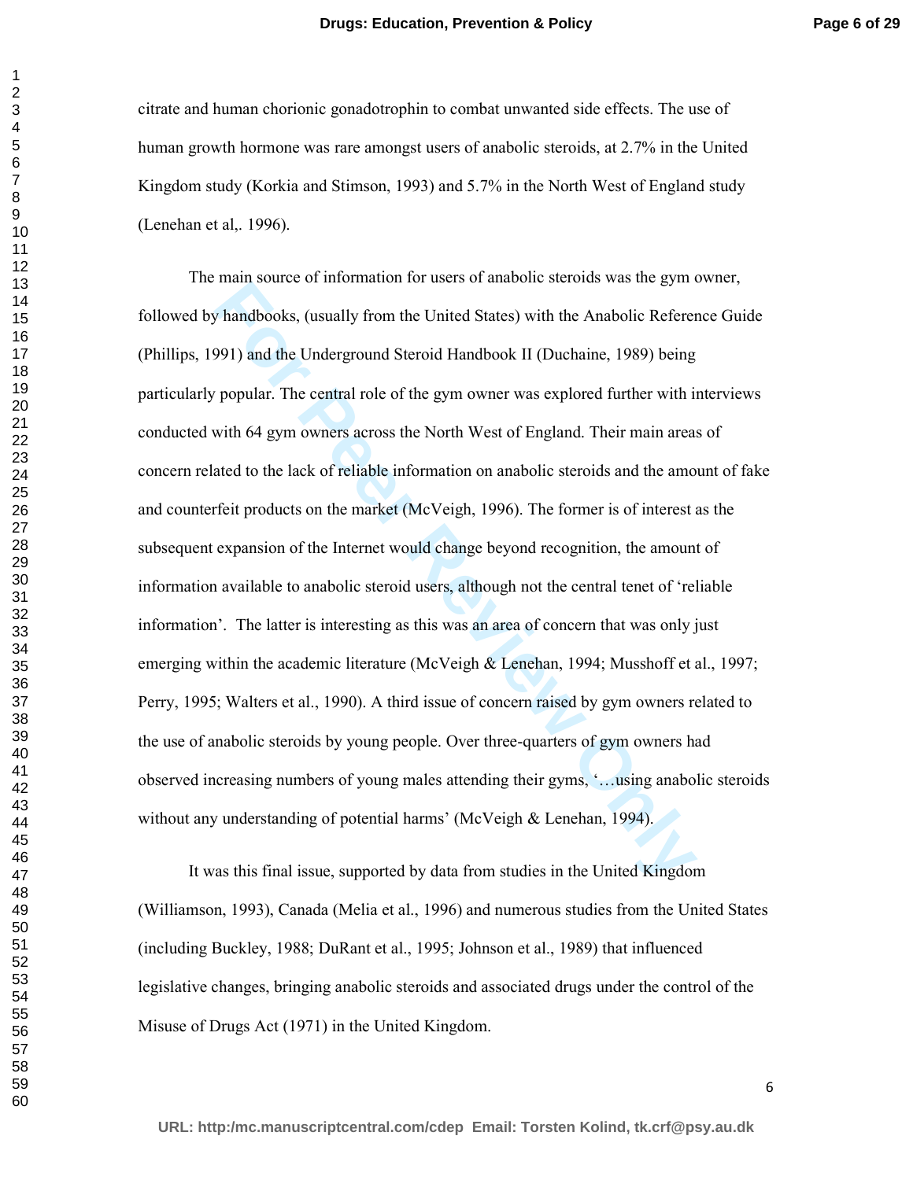citrate and human chorionic gonadotrophin to combat unwanted side effects. The use of human growth hormone was rare amongst users of anabolic steroids, at 2.7% in the United Kingdom study (Korkia and Stimson, 1993) and 5.7% in the North West of England study (Lenehan et al,. 1996).

The main source of information for users of anabolic steroids was the gym owner, followed by handbooks, (usually from the United States) with the Anabolic Reference Guide (Phillips, 1991) and the Underground Steroid Handbook II (Duchaine, 1989) being particularly popular. The central role of the gym owner was explored further with interviews conducted with 64 gym owners across the North West of England. Their main areas of concern related to the lack of reliable information on anabolic steroids and the amount of fake and counterfeit products on the market (McVeigh, 1996). The former is of interest as the subsequent expansion of the Internet would change beyond recognition, the amount of information available to anabolic steroid users, although not the central tenet of 'reliable information'. The latter is interesting as this was an area of concern that was only just emerging within the academic literature (McVeigh & Lenehan, 1994; Musshoff et al., 1997; Perry, 1995; Walters et al., 1990). A third issue of concern raised by gym owners related to the use of anabolic steroids by young people. Over three-quarters of gym owners had observed increasing numbers of young males attending their gyms, '…using anabolic steroids without any understanding of potential harms' (McVeigh & Lenehan, 1994).

It was this final issue, supported by data from studies in the United Kingdom (Williamson, 1993), Canada (Melia et al., 1996) and numerous studies from the United States (including Buckley, 1988; DuRant et al., 1995; Johnson et al., 1989) that influenced legislative changes, bringing anabolic steroids and associated drugs under the control of the Misuse of Drugs Act (1971) in the United Kingdom.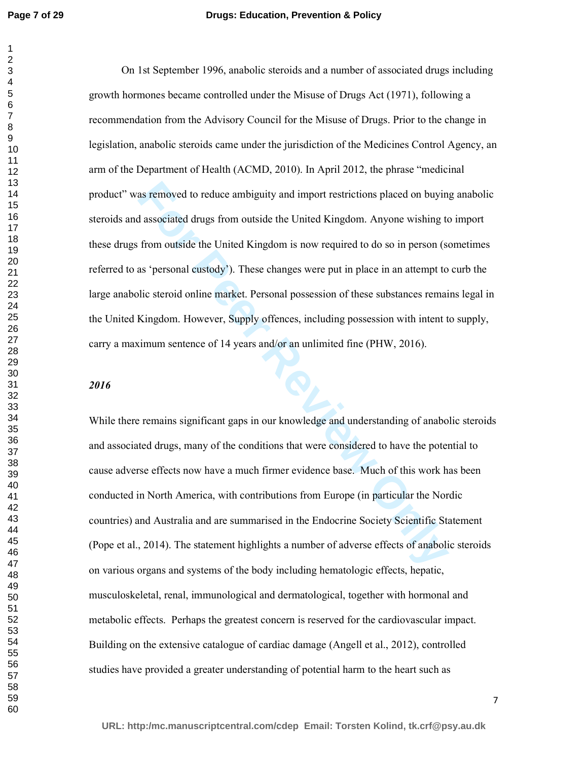On 1st September 1996, anabolic steroids and a number of associated drugs including growth hormones became controlled under the Misuse of Drugs Act (1971), following a recommendation from the Advisory Council for the Misuse of Drugs. Prior to the change in legislation, anabolic steroids came under the jurisdiction of the Medicines Control Agency, an arm of the Department of Health (ACMD, 2010). In April 2012, the phrase "medicinal product" was removed to reduce ambiguity and import restrictions placed on buying anabolic steroids and associated drugs from outside the United Kingdom. Anyone wishing to import these drugs from outside the United Kingdom is now required to do so in person (sometimes referred to as 'personal custody'). These changes were put in place in an attempt to curb the large anabolic steroid online market. Personal possession of these substances remains legal in the United Kingdom. However, Supply offences, including possession with intent to supply, carry a maximum sentence of 14 years and/or an unlimited fine (PHW, 2016).

### *2016*

While there remains significant gaps in our knowledge and understanding of anabolic steroids and associated drugs, many of the conditions that were considered to have the potential to cause adverse effects now have a much firmer evidence base. Much of this work has been conducted in North America, with contributions from Europe (in particular the Nordic countries) and Australia and are summarised in the Endocrine Society Scientific Statement (Pope et al., 2014). The statement highlights a number of adverse effects of anabolic steroids on various organs and systems of the body including hematologic effects, hepatic, musculoskeletal, renal, immunological and dermatological, together with hormonal and metabolic effects. Perhaps the greatest concern is reserved for the cardiovascular impact. Building on the extensive catalogue of cardiac damage (Angell et al., 2012), controlled studies have provided a greater understanding of potential harm to the heart such as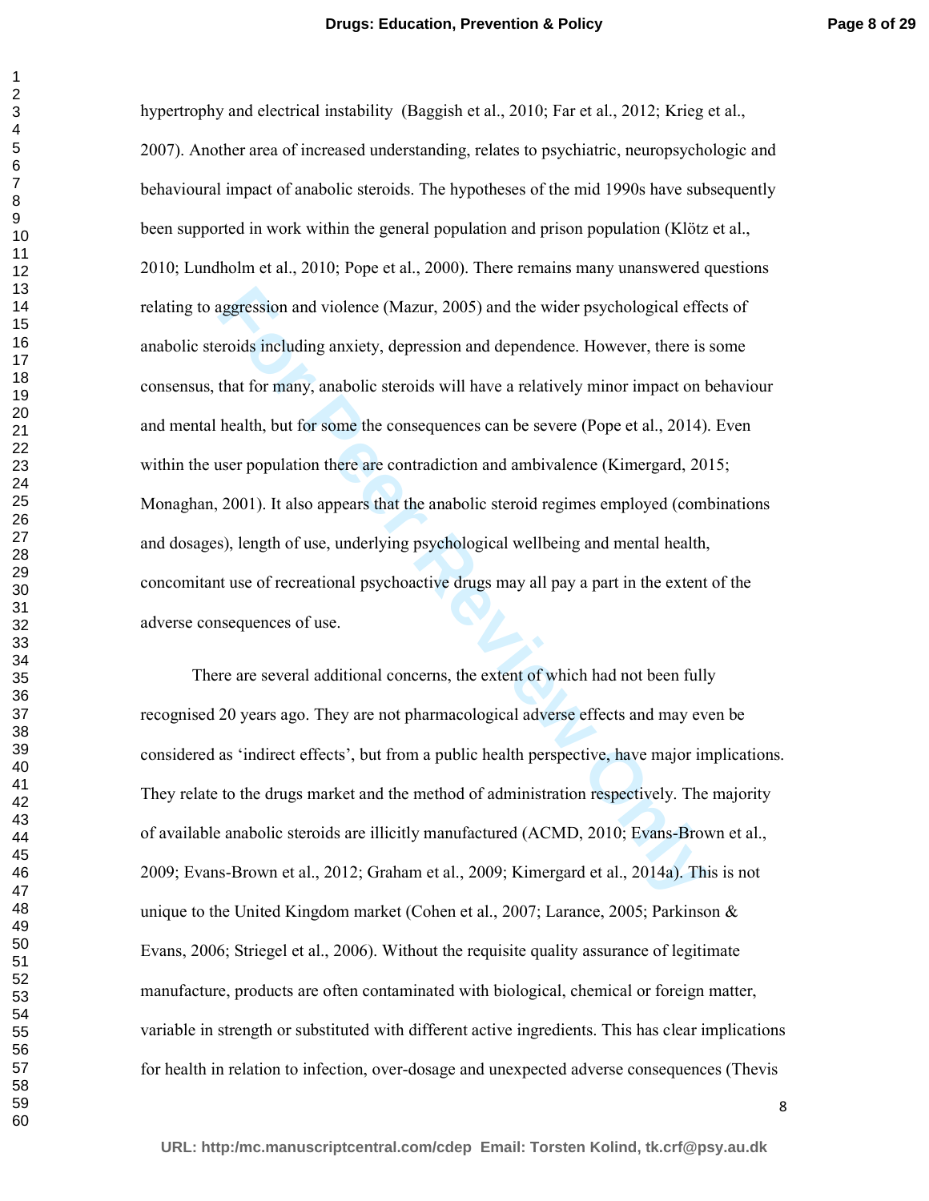hypertrophy and electrical instability (Baggish et al., 2010; Far et al., 2012; Krieg et al., 2007). Another area of increased understanding, relates to psychiatric, neuropsychologic and behavioural impact of anabolic steroids. The hypotheses of the mid 1990s have subsequently been supported in work within the general population and prison population (Klötz et al., 2010; Lundholm et al., 2010; Pope et al., 2000). There remains many unanswered questions relating to aggression and violence (Mazur, 2005) and the wider psychological effects of anabolic steroids including anxiety, depression and dependence. However, there is some consensus, that for many, anabolic steroids will have a relatively minor impact on behaviour and mental health, but for some the consequences can be severe (Pope et al., 2014). Even within the user population there are contradiction and ambivalence (Kimergard, 2015; Monaghan, 2001). It also appears that the anabolic steroid regimes employed (combinations and dosages), length of use, underlying psychological wellbeing and mental health, concomitant use of recreational psychoactive drugs may all pay a part in the extent of the adverse consequences of use.

There are several additional concerns, the extent of which had not been fully recognised 20 years ago. They are not pharmacological adverse effects and may even be considered as 'indirect effects', but from a public health perspective, have major implications. They relate to the drugs market and the method of administration respectively. The majority of available anabolic steroids are illicitly manufactured (ACMD, 2010; Evans-Brown et al., 2009; Evans-Brown et al., 2012; Graham et al., 2009; Kimergard et al., 2014a). This is not unique to the United Kingdom market (Cohen et al., 2007; Larance, 2005; Parkinson & Evans, 2006; Striegel et al., 2006). Without the requisite quality assurance of legitimate manufacture, products are often contaminated with biological, chemical or foreign matter, variable in strength or substituted with different active ingredients. This has clear implications for health in relation to infection, over-dosage and unexpected adverse consequences (Thevis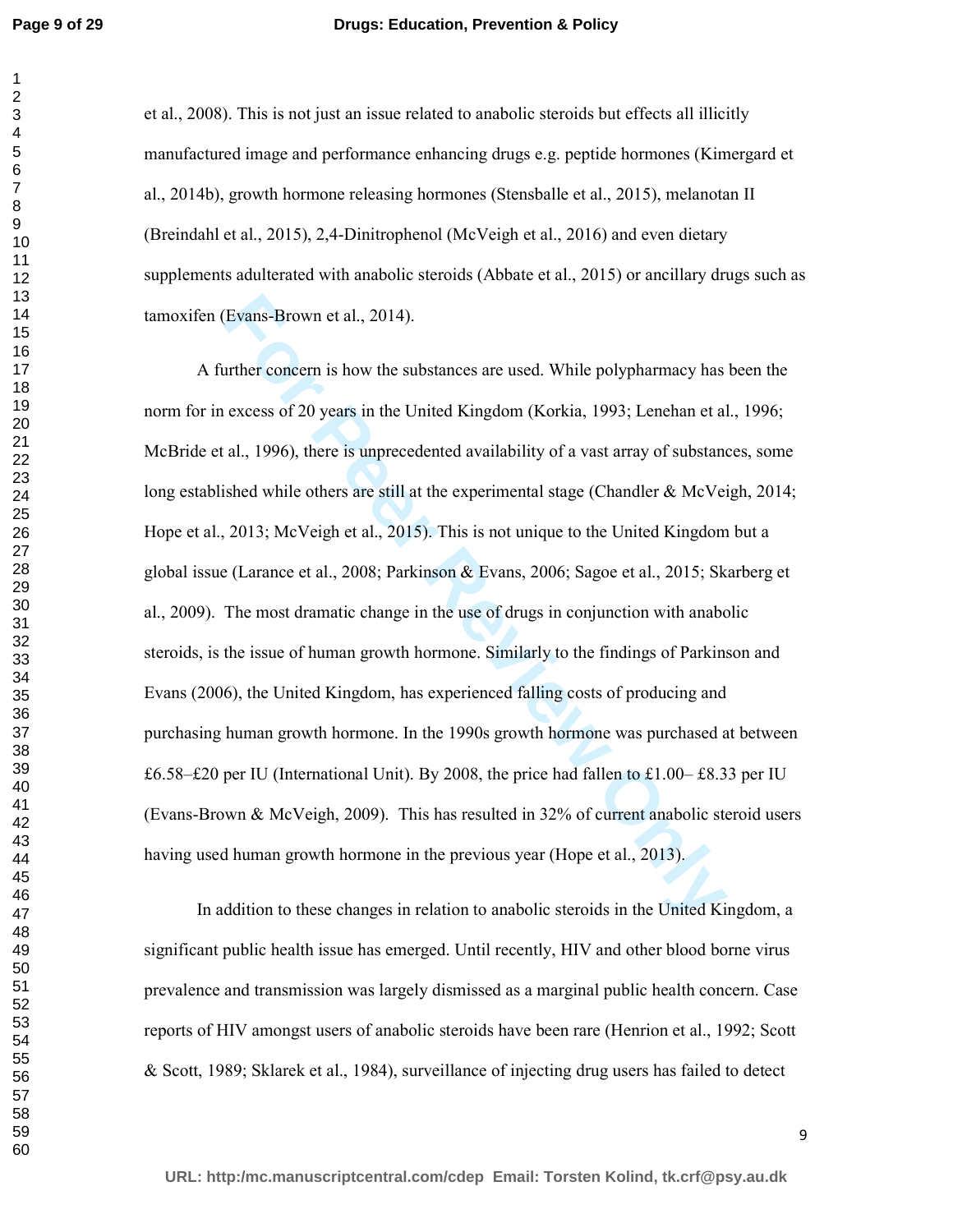et al., 2008). This is not just an issue related to anabolic steroids but effects all illicitly manufactured image and performance enhancing drugs e.g. peptide hormones (Kimergard et al., 2014b), growth hormone releasing hormones (Stensballe et al., 2015), melanotan II (Breindahl et al., 2015), 2,4-Dinitrophenol (McVeigh et al., 2016) and even dietary supplements adulterated with anabolic steroids (Abbate et al., 2015) or ancillary drugs such as tamoxifen (Evans-Brown et al., 2014).

A further concern is how the substances are used. While polypharmacy has been the norm for in excess of 20 years in the United Kingdom (Korkia, 1993; Lenehan et al., 1996; McBride et al., 1996), there is unprecedented availability of a vast array of substances, some long established while others are still at the experimental stage (Chandler & McVeigh, 2014; Hope et al., 2013; McVeigh et al., 2015). This is not unique to the United Kingdom but a global issue (Larance et al., 2008; Parkinson & Evans, 2006; Sagoe et al., 2015; Skarberg et al., 2009). The most dramatic change in the use of drugs in conjunction with anabolic steroids, is the issue of human growth hormone. Similarly to the findings of Parkinson and Evans (2006), the United Kingdom, has experienced falling costs of producing and purchasing human growth hormone. In the 1990s growth hormone was purchased at between £6.58–£20 per IU (International Unit). By 2008, the price had fallen to £1.00– £8.33 per IU (Evans-Brown & McVeigh, 2009). This has resulted in 32% of current anabolic steroid users having used human growth hormone in the previous year (Hope et al., 2013).

In addition to these changes in relation to anabolic steroids in the United Kingdom, a significant public health issue has emerged. Until recently, HIV and other blood borne virus prevalence and transmission was largely dismissed as a marginal public health concern. Case reports of HIV amongst users of anabolic steroids have been rare (Henrion et al., 1992; Scott & Scott, 1989; Sklarek et al., 1984), surveillance of injecting drug users has failed to detect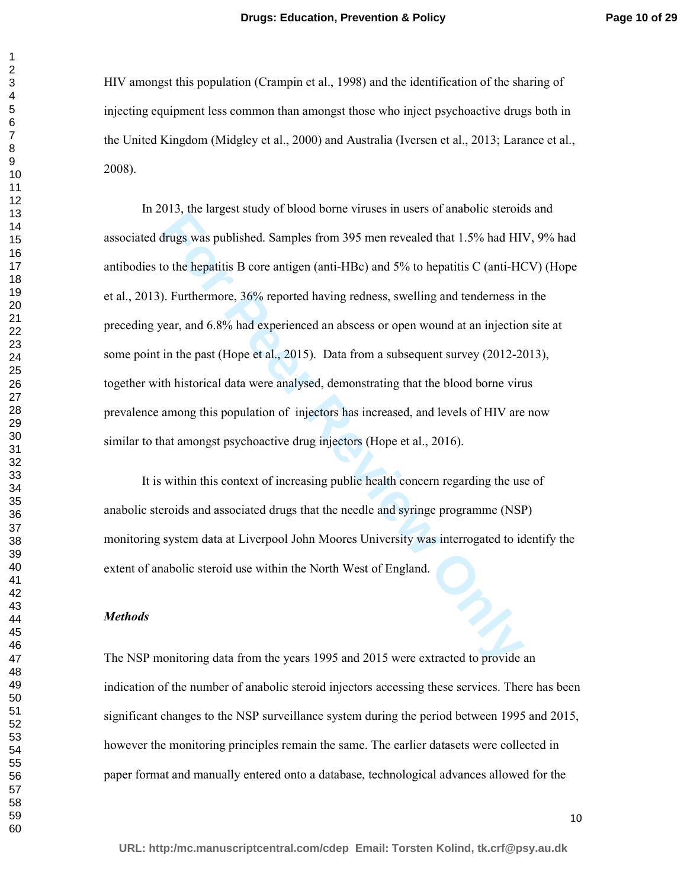HIV amongst this population (Crampin et al., 1998) and the identification of the sharing of injecting equipment less common than amongst those who inject psychoactive drugs both in the United Kingdom (Midgley et al., 2000) and Australia (Iversen et al., 2013; Larance et al., 2008).

In 2013, the largest study of blood borne viruses in users of anabolic steroids and associated drugs was published. Samples from 395 men revealed that 1.5% had HIV, 9% had antibodies to the hepatitis B core antigen (anti-HBc) and 5% to hepatitis C (anti-HCV) (Hope et al., 2013). Furthermore, 36% reported having redness, swelling and tenderness in the preceding year, and 6.8% had experienced an abscess or open wound at an injection site at some point in the past (Hope et al., 2015). Data from a subsequent survey (2012-2013), together with historical data were analysed, demonstrating that the blood borne virus prevalence among this population of injectors has increased, and levels of HIV are now similar to that amongst psychoactive drug injectors (Hope et al., 2016).

It is within this context of increasing public health concern regarding the use of anabolic steroids and associated drugs that the needle and syringe programme (NSP) monitoring system data at Liverpool John Moores University was interrogated to identify the extent of anabolic steroid use within the North West of England.

***Methods***

The NSP monitoring data from the years 1995 and 2015 were extracted to provide an indication of the number of anabolic steroid injectors accessing these services. There has been significant changes to the NSP surveillance system during the period between 1995 and 2015, however the monitoring principles remain the same. The earlier datasets were collected in paper format and manually entered onto a database, technological advances allowed for the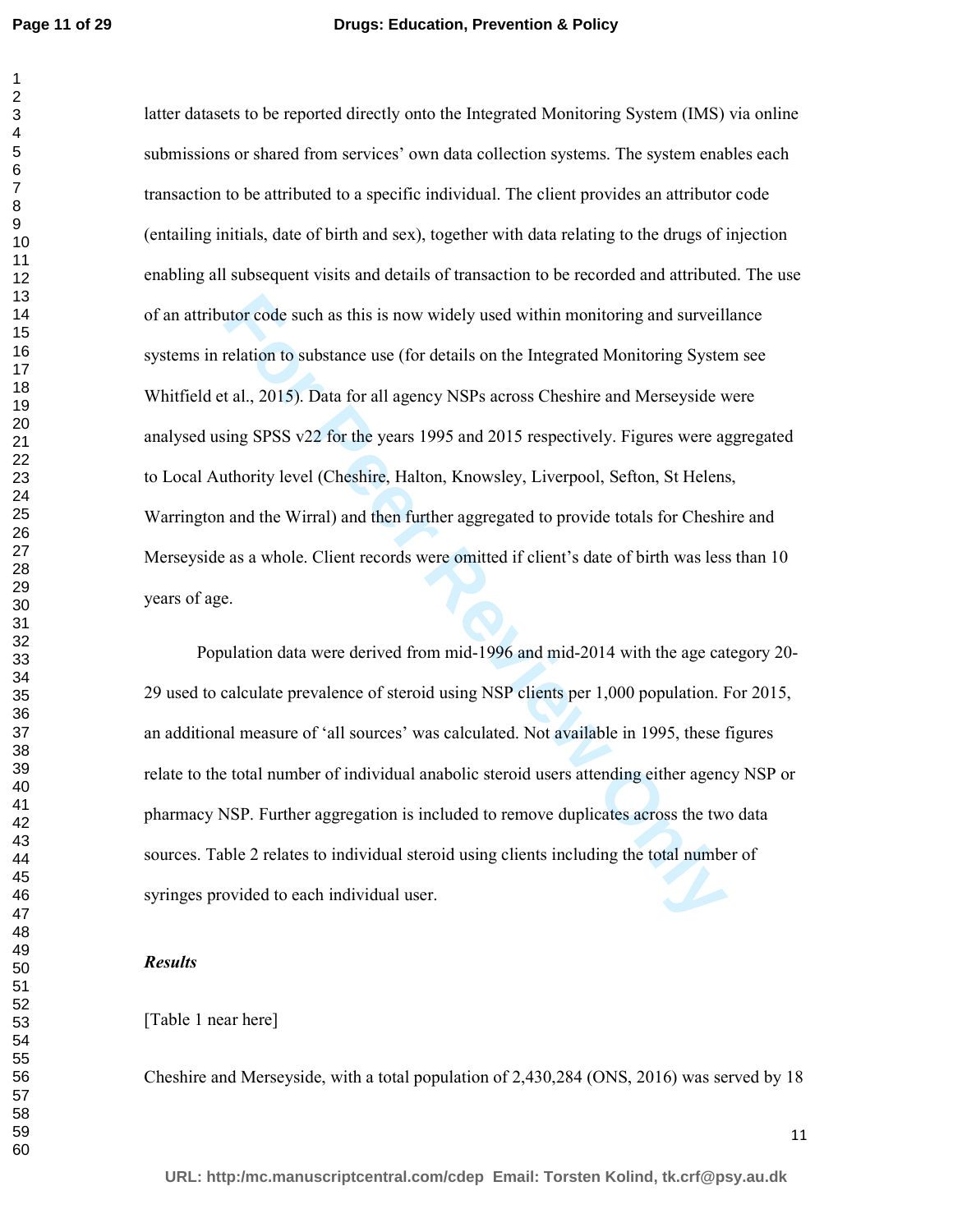latter datasets to be reported directly onto the Integrated Monitoring System (IMS) via online submissions or shared from services' own data collection systems. The system enables each transaction to be attributed to a specific individual. The client provides an attributor code (entailing initials, date of birth and sex), together with data relating to the drugs of injection enabling all subsequent visits and details of transaction to be recorded and attributed. The use of an attributor code such as this is now widely used within monitoring and surveillance systems in relation to substance use (for details on the Integrated Monitoring System see Whitfield et al., 2015). Data for all agency NSPs across Cheshire and Merseyside were analysed using SPSS v22 for the years 1995 and 2015 respectively. Figures were aggregated to Local Authority level (Cheshire, Halton, Knowsley, Liverpool, Sefton, St Helens, Warrington and the Wirral) and then further aggregated to provide totals for Cheshire and Merseyside as a whole. Client records were omitted if client's date of birth was less than 10 years of age.

Population data were derived from mid-1996 and mid-2014 with the age category 20-29 used to calculate prevalence of steroid using NSP clients per 1,000 population. For 2015, an additional measure of 'all sources' was calculated. Not available in 1995, these figures relate to the total number of individual anabolic steroid users attending either agency NSP or pharmacy NSP. Further aggregation is included to remove duplicates across the two data sources. Table 2 relates to individual steroid using clients including the total number of syringes provided to each individual user.

### *Results*

[Table 1 near here]

Cheshire and Merseyside, with a total population of 2,430,284 (ONS, 2016) was served by 18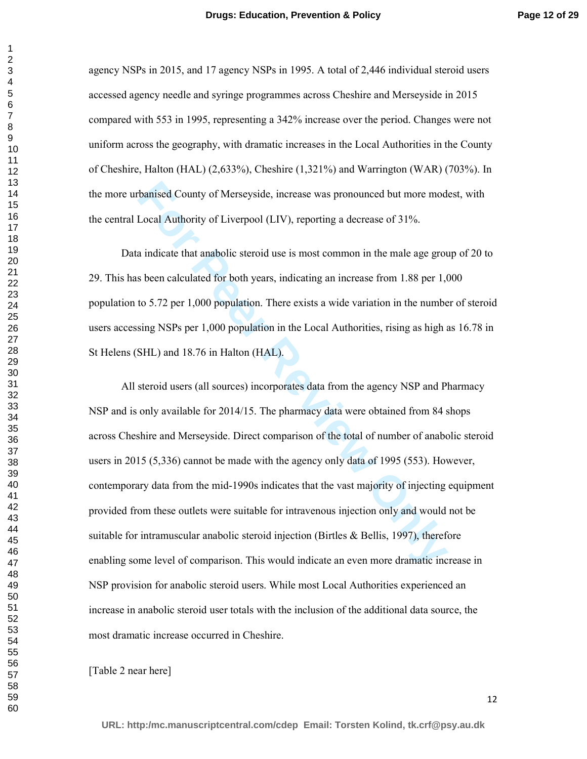agency NSPs in 2015, and 17 agency NSPs in 1995. A total of 2,446 individual steroid users accessed agency needle and syringe programmes across Cheshire and Merseyside in 2015 compared with 553 in 1995, representing a 342% increase over the period. Changes were not uniform across the geography, with dramatic increases in the Local Authorities in the County of Cheshire, Halton (HAL) (2,633%), Cheshire (1,321%) and Warrington (WAR) (703%). In the more urbanised County of Merseyside, increase was pronounced but more modest, with the central Local Authority of Liverpool (LIV), reporting a decrease of 31%.

Data indicate that anabolic steroid use is most common in the male age group of 20 to 29. This has been calculated for both years, indicating an increase from 1.88 per 1,000 population to 5.72 per 1,000 population. There exists a wide variation in the number of steroid users accessing NSPs per 1,000 population in the Local Authorities, rising as high as 16.78 in St Helens (SHL) and 18.76 in Halton (HAL).

All steroid users (all sources) incorporates data from the agency NSP and Pharmacy NSP and is only available for 2014/15. The pharmacy data were obtained from 84 shops across Cheshire and Merseyside. Direct comparison of the total of number of anabolic steroid users in 2015 (5,336) cannot be made with the agency only data of 1995 (553). However, contemporary data from the mid-1990s indicates that the vast majority of injecting equipment provided from these outlets were suitable for intravenous injection only and would not be suitable for intramuscular anabolic steroid injection (Birtles & Bellis, 1997), therefore enabling some level of comparison. This would indicate an even more dramatic increase in NSP provision for anabolic steroid users. While most Local Authorities experienced an increase in anabolic steroid user totals with the inclusion of the additional data source, the most dramatic increase occurred in Cheshire.

[Table 2 near here]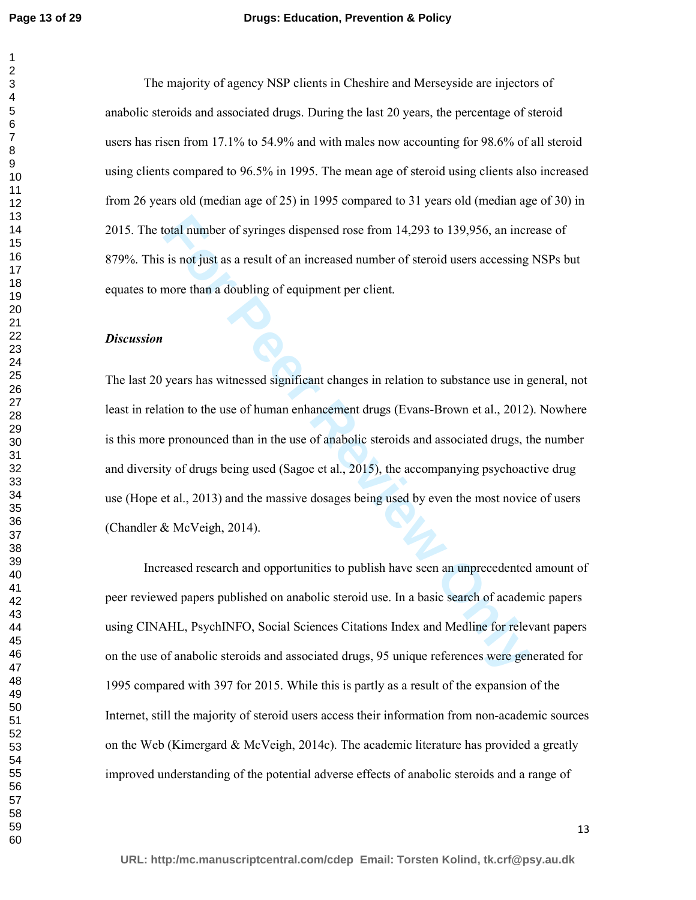The majority of agency NSP clients in Cheshire and Merseyside are injectors of anabolic steroids and associated drugs. During the last 20 years, the percentage of steroid users has risen from 17.1% to 54.9% and with males now accounting for 98.6% of all steroid using clients compared to 96.5% in 1995. The mean age of steroid using clients also increased from 26 years old (median age of 25) in 1995 compared to 31 years old (median age of 30) in 2015. The total number of syringes dispensed rose from 14,293 to 139,956, an increase of 879%. This is not just as a result of an increased number of steroid users accessing NSPs but equates to more than a doubling of equipment per client.

***Discussion***

The last 20 years has witnessed significant changes in relation to substance use in general, not least in relation to the use of human enhancement drugs (Evans-Brown et al., 2012). Nowhere is this more pronounced than in the use of anabolic steroids and associated drugs, the number and diversity of drugs being used (Sagoe et al., 2015), the accompanying psychoactive drug use (Hope et al., 2013) and the massive dosages being used by even the most novice of users (Chandler & McVeigh, 2014).

Increased research and opportunities to publish have seen an unprecedented amount of peer reviewed papers published on anabolic steroid use. In a basic search of academic papers using CINAHL, PsychINFO, Social Sciences Citations Index and Medline for relevant papers on the use of anabolic steroids and associated drugs, 95 unique references were generated for 1995 compared with 397 for 2015. While this is partly as a result of the expansion of the Internet, still the majority of steroid users access their information from non-academic sources on the Web (Kimergard & McVeigh, 2014c). The academic literature has provided a greatly improved understanding of the potential adverse effects of anabolic steroids and a range of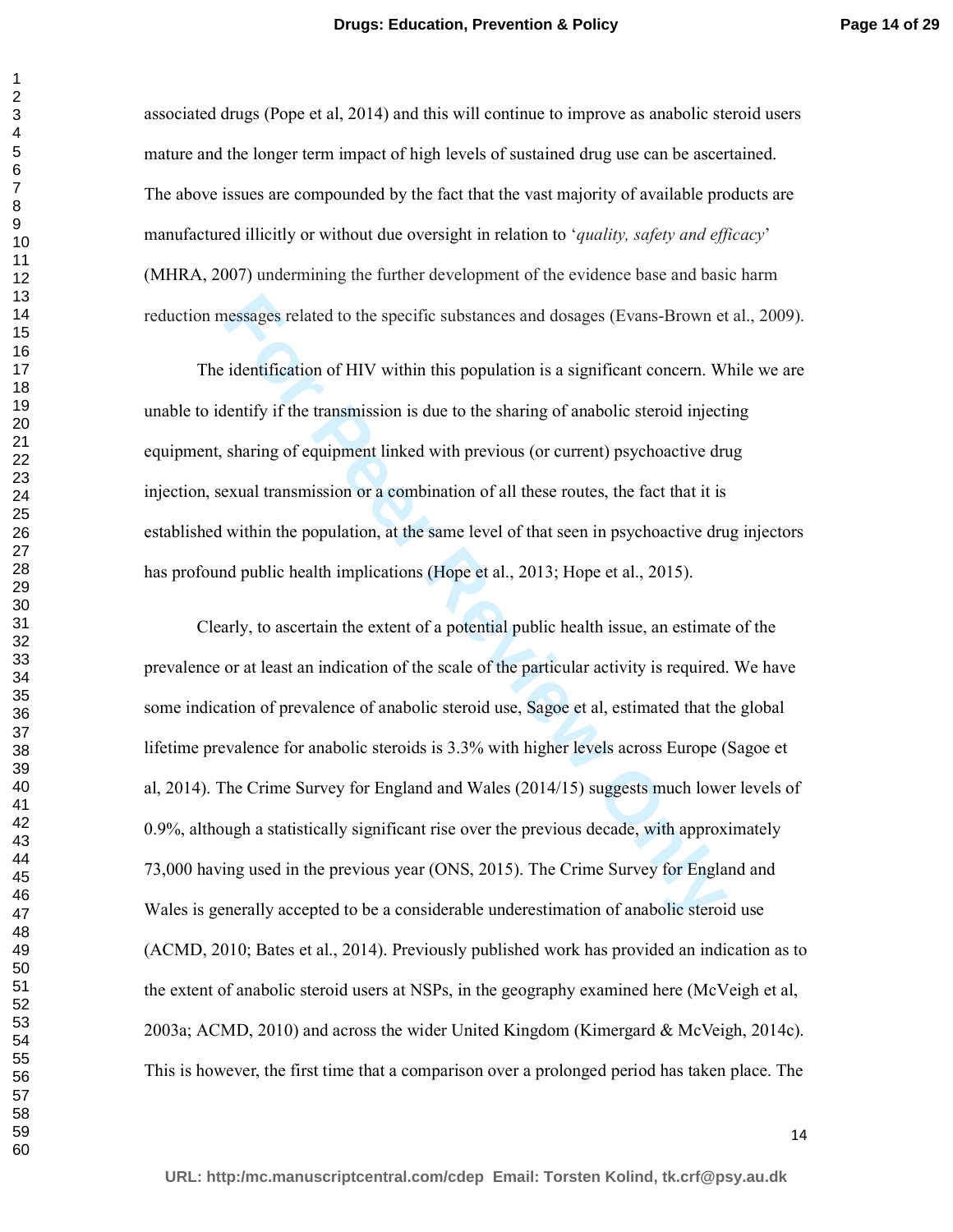associated drugs (Pope et al, 2014) and this will continue to improve as anabolic steroid users mature and the longer term impact of high levels of sustained drug use can be ascertained. The above issues are compounded by the fact that the vast majority of available products are manufactured illicitly or without due oversight in relation to '*quality, safety and efficacy*' (MHRA, 2007) undermining the further development of the evidence base and basic harm reduction messages related to the specific substances and dosages (Evans-Brown et al., 2009).

The identification of HIV within this population is a significant concern. While we are unable to identify if the transmission is due to the sharing of anabolic steroid injecting equipment, sharing of equipment linked with previous (or current) psychoactive drug injection, sexual transmission or a combination of all these routes, the fact that it is established within the population, at the same level of that seen in psychoactive drug injectors has profound public health implications (Hope et al., 2013; Hope et al., 2015).

Clearly, to ascertain the extent of a potential public health issue, an estimate of the prevalence or at least an indication of the scale of the particular activity is required. We have some indication of prevalence of anabolic steroid use, Sagoe et al, estimated that the global lifetime prevalence for anabolic steroids is 3.3% with higher levels across Europe (Sagoe et al, 2014). The Crime Survey for England and Wales (2014/15) suggests much lower levels of 0.9%, although a statistically significant rise over the previous decade, with approximately 73,000 having used in the previous year (ONS, 2015). The Crime Survey for England and Wales is generally accepted to be a considerable underestimation of anabolic steroid use (ACMD, 2010; Bates et al., 2014). Previously published work has provided an indication as to the extent of anabolic steroid users at NSPs, in the geography examined here (McVeigh et al, 2003a; ACMD, 2010) and across the wider United Kingdom (Kimergard & McVeigh, 2014c). This is however, the first time that a comparison over a prolonged period has taken place. The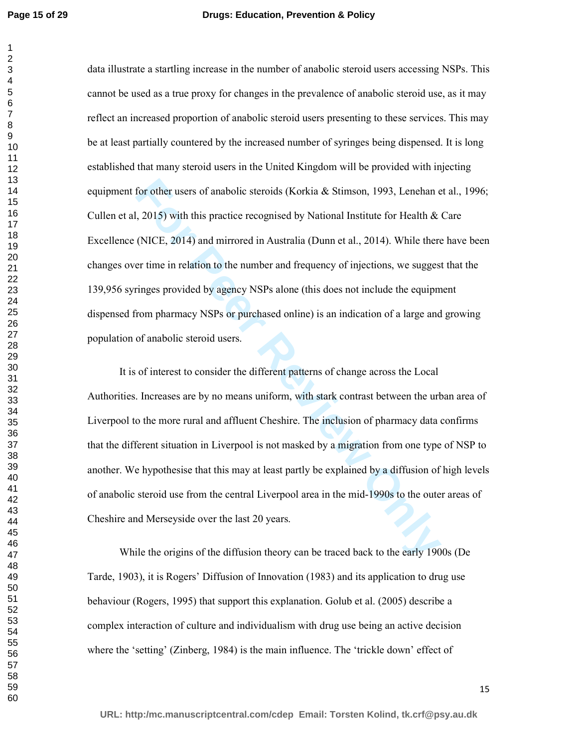data illustrate a startling increase in the number of anabolic steroid users accessing NSPs. This cannot be used as a true proxy for changes in the prevalence of anabolic steroid use, as it may reflect an increased proportion of anabolic steroid users presenting to these services. This may be at least partially countered by the increased number of syringes being dispensed. It is long established that many steroid users in the United Kingdom will be provided with injecting equipment for other users of anabolic steroids (Korkia & Stimson, 1993, Lenehan et al., 1996; Cullen et al, 2015) with this practice recognised by National Institute for Health & Care Excellence (NICE, 2014) and mirrored in Australia (Dunn et al., 2014). While there have been changes over time in relation to the number and frequency of injections, we suggest that the 139,956 syringes provided by agency NSPs alone (this does not include the equipment dispensed from pharmacy NSPs or purchased online) is an indication of a large and growing population of anabolic steroid users.

It is of interest to consider the different patterns of change across the Local Authorities. Increases are by no means uniform, with stark contrast between the urban area of Liverpool to the more rural and affluent Cheshire. The inclusion of pharmacy data confirms that the different situation in Liverpool is not masked by a migration from one type of NSP to another. We hypothesise that this may at least partly be explained by a diffusion of high levels of anabolic steroid use from the central Liverpool area in the mid-1990s to the outer areas of Cheshire and Merseyside over the last 20 years.

While the origins of the diffusion theory can be traced back to the early 1900s (De Tarde, 1903), it is Rogers' Diffusion of Innovation (1983) and its application to drug use behaviour (Rogers, 1995) that support this explanation. Golub et al. (2005) describe a complex interaction of culture and individualism with drug use being an active decision where the 'setting' (Zinberg, 1984) is the main influence. The 'trickle down' effect of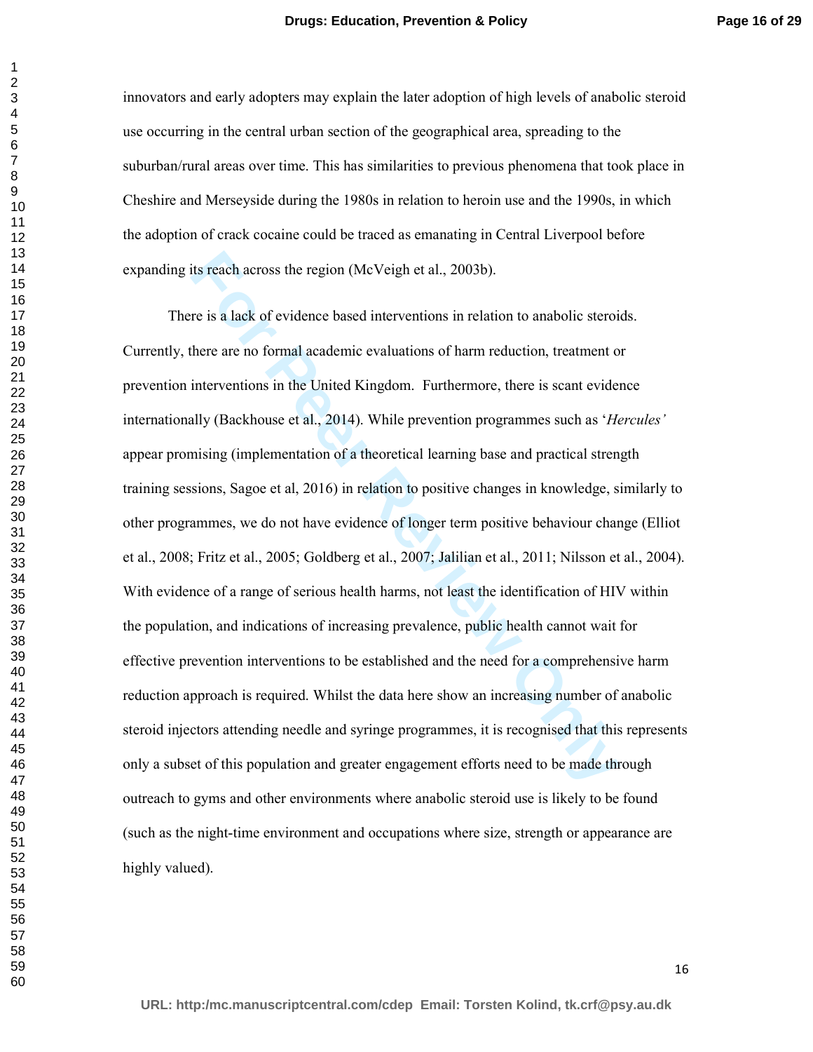innovators and early adopters may explain the later adoption of high levels of anabolic steroid use occurring in the central urban section of the geographical area, spreading to the suburban/rural areas over time. This has similarities to previous phenomena that took place in Cheshire and Merseyside during the 1980s in relation to heroin use and the 1990s, in which the adoption of crack cocaine could be traced as emanating in Central Liverpool before expanding its reach across the region (McVeigh et al., 2003b).

There is a lack of evidence based interventions in relation to anabolic steroids. Currently, there are no formal academic evaluations of harm reduction, treatment or prevention interventions in the United Kingdom. Furthermore, there is scant evidence internationally (Backhouse et al., 2014). While prevention programmes such as '*Hercules'* appear promising (implementation of a theoretical learning base and practical strength training sessions, Sagoe et al, 2016) in relation to positive changes in knowledge, similarly to other programmes, we do not have evidence of longer term positive behaviour change (Elliot et al., 2008; Fritz et al., 2005; Goldberg et al., 2007; Jalilian et al., 2011; Nilsson et al., 2004). With evidence of a range of serious health harms, not least the identification of HIV within the population, and indications of increasing prevalence, public health cannot wait for effective prevention interventions to be established and the need for a comprehensive harm reduction approach is required. Whilst the data here show an increasing number of anabolic steroid injectors attending needle and syringe programmes, it is recognised that this represents only a subset of this population and greater engagement efforts need to be made through outreach to gyms and other environments where anabolic steroid use is likely to be found (such as the night-time environment and occupations where size, strength or appearance are highly valued).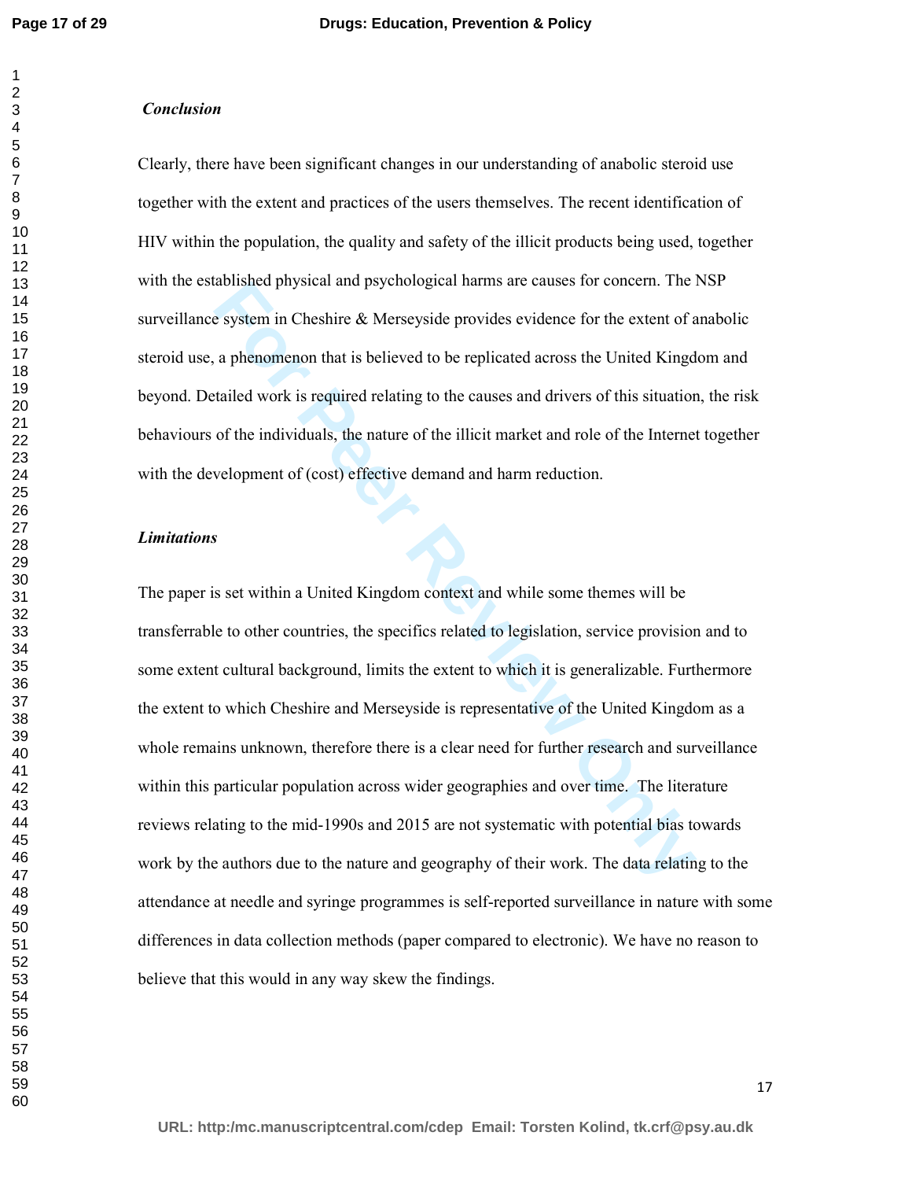### *Conclusion*

Clearly, there have been significant changes in our understanding of anabolic steroid use together with the extent and practices of the users themselves. The recent identification of HIV within the population, the quality and safety of the illicit products being used, together with the established physical and psychological harms are causes for concern. The NSP surveillance system in Cheshire & Merseyside provides evidence for the extent of anabolic steroid use, a phenomenon that is believed to be replicated across the United Kingdom and beyond. Detailed work is required relating to the causes and drivers of this situation, the risk behaviours of the individuals, the nature of the illicit market and role of the Internet together with the development of (cost) effective demand and harm reduction.

### *Limitations*

The paper is set within a United Kingdom context and while some themes will be transferrable to other countries, the specifics related to legislation, service provision and to some extent cultural background, limits the extent to which it is generalizable. Furthermore the extent to which Cheshire and Merseyside is representative of the United Kingdom as a whole remains unknown, therefore there is a clear need for further research and surveillance within this particular population across wider geographies and over time. The literature reviews relating to the mid-1990s and 2015 are not systematic with potential bias towards work by the authors due to the nature and geography of their work. The data relating to the attendance at needle and syringe programmes is self-reported surveillance in nature with some differences in data collection methods (paper compared to electronic). We have no reason to believe that this would in any way skew the findings.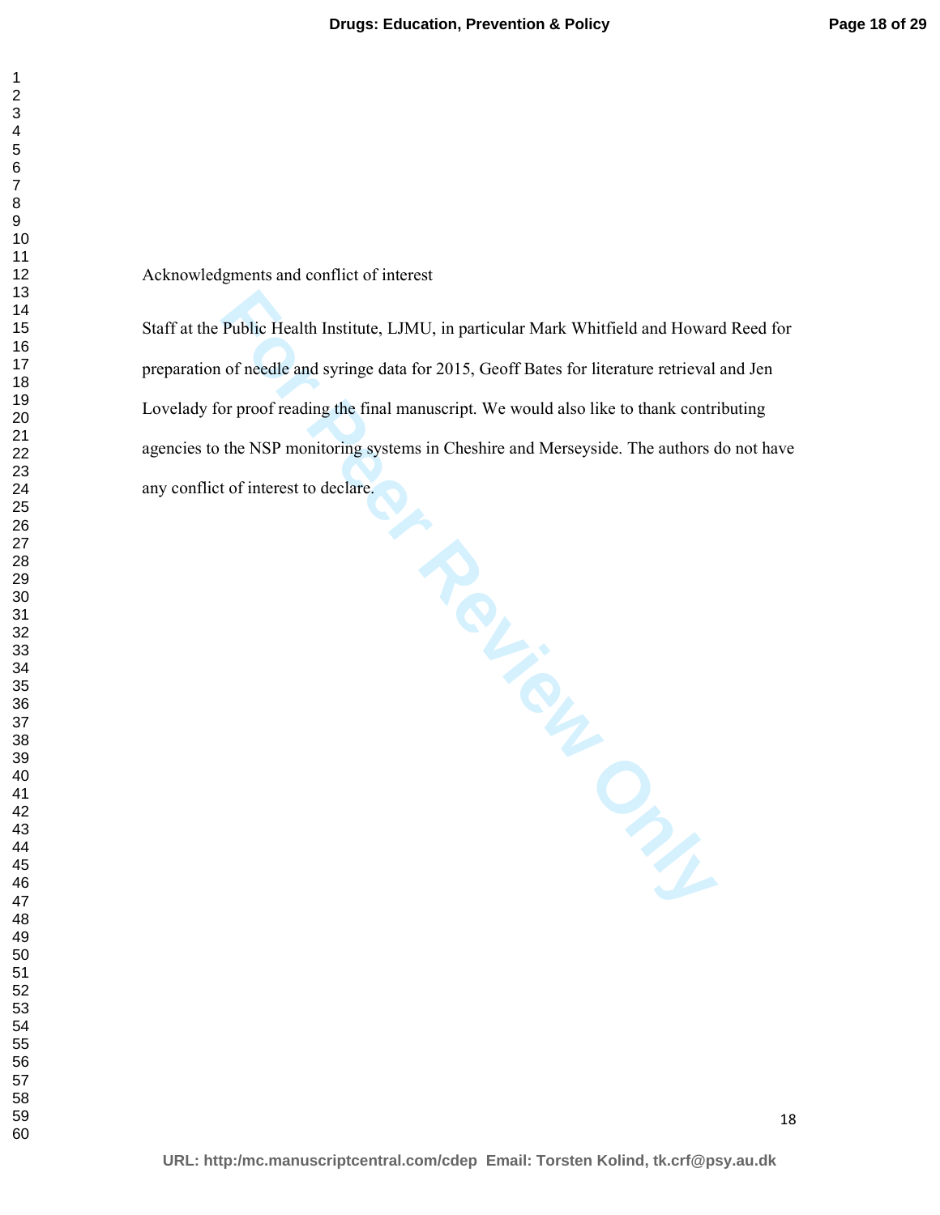Acknowledgments and conflict of interest

Staff at the Public Health Institute, LJMU, in particular Mark Whitfield and Howard Reed for preparation of needle and syringe data for 2015, Geoff Bates for literature retrieval and Jen Lovelady for proof reading the final manuscript. We would also like to thank contributing agencies to the NSP monitoring systems in Cheshire and Merseyside. The authors do not have any conflict of interest to declare.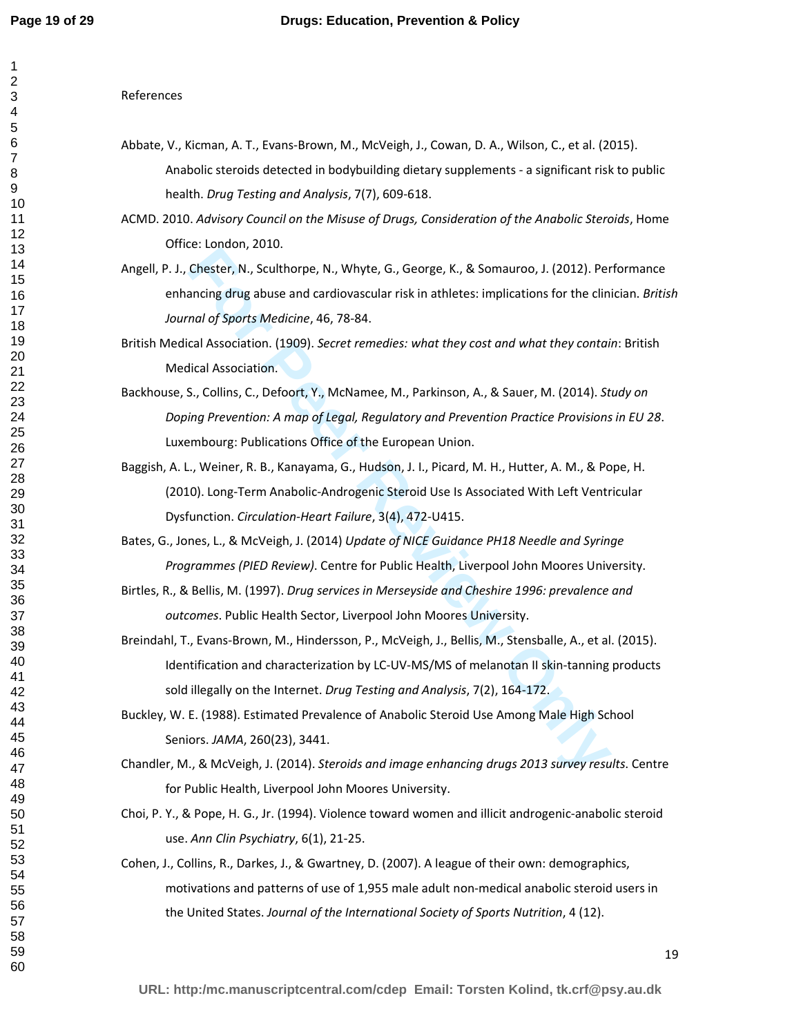References

Abbate, V., Kicman, A. T., Evans-Brown, M., McVeigh, J., Cowan, D. A., Wilson, C., et al. (2015). Anabolic steroids detected in bodybuilding dietary supplements - a significant risk to public health. *Drug Testing and Analysis*, 7(7), 609-618.

ACMD. 2010. *Advisory Council on the Misuse of Drugs, Consideration of the Anabolic Steroids*, Home Office: London, 2010.

Angell, P. J., Chester, N., Sculthorpe, N., Whyte, G., George, K., & Somauroo, J. (2012). Performance enhancing drug abuse and cardiovascular risk in athletes: implications for the clinician. *British Journal of Sports Medicine*, 46, 78-84.

British Medical Association. (1909). *Secret remedies: what they cost and what they contain*: British Medical Association.

Backhouse, S., Collins, C., Defoort, Y., McNamee, M., Parkinson, A., & Sauer, M. (2014). *Study on Doping Prevention: A map of Legal, Regulatory and Prevention Practice Provisions in EU 28*. Luxembourg: Publications Office of the European Union.

Baggish, A. L., Weiner, R. B., Kanayama, G., Hudson, J. I., Picard, M. H., Hutter, A. M., & Pope, H. (2010). Long-Term Anabolic-Androgenic Steroid Use Is Associated With Left Ventricular Dysfunction. *Circulation-Heart Failure*, 3(4), 472-U415.

Bates, G., Jones, L., & McVeigh, J. (2014) *Update of NICE Guidance PH18 Needle and Syringe Programmes (PIED Review)*. Centre for Public Health, Liverpool John Moores University.

Birtles, R., & Bellis, M. (1997). *Drug services in Merseyside and Cheshire 1996: prevalence and outcomes*. Public Health Sector, Liverpool John Moores University.

Breindahl, T., Evans-Brown, M., Hindersson, P., McVeigh, J., Bellis, M., Stensballe, A., et al. (2015). Identification and characterization by LC-UV-MS/MS of melanotan II skin-tanning products sold illegally on the Internet. *Drug Testing and Analysis*, 7(2), 164-172.

Buckley, W. E. (1988). Estimated Prevalence of Anabolic Steroid Use Among Male High School Seniors. *JAMA*, 260(23), 3441.

Chandler, M., & McVeigh, J. (2014). *Steroids and image enhancing drugs 2013 survey results*. Centre for Public Health, Liverpool John Moores University.

Choi, P. Y., & Pope, H. G., Jr. (1994). Violence toward women and illicit androgenic-anabolic steroid use. *Ann Clin Psychiatry*, 6(1), 21-25.

Cohen, J., Collins, R., Darkes, J., & Gwartney, D. (2007). A league of their own: demographics, motivations and patterns of use of 1,955 male adult non-medical anabolic steroid users in the United States. *Journal of the International Society of Sports Nutrition*, 4 (12).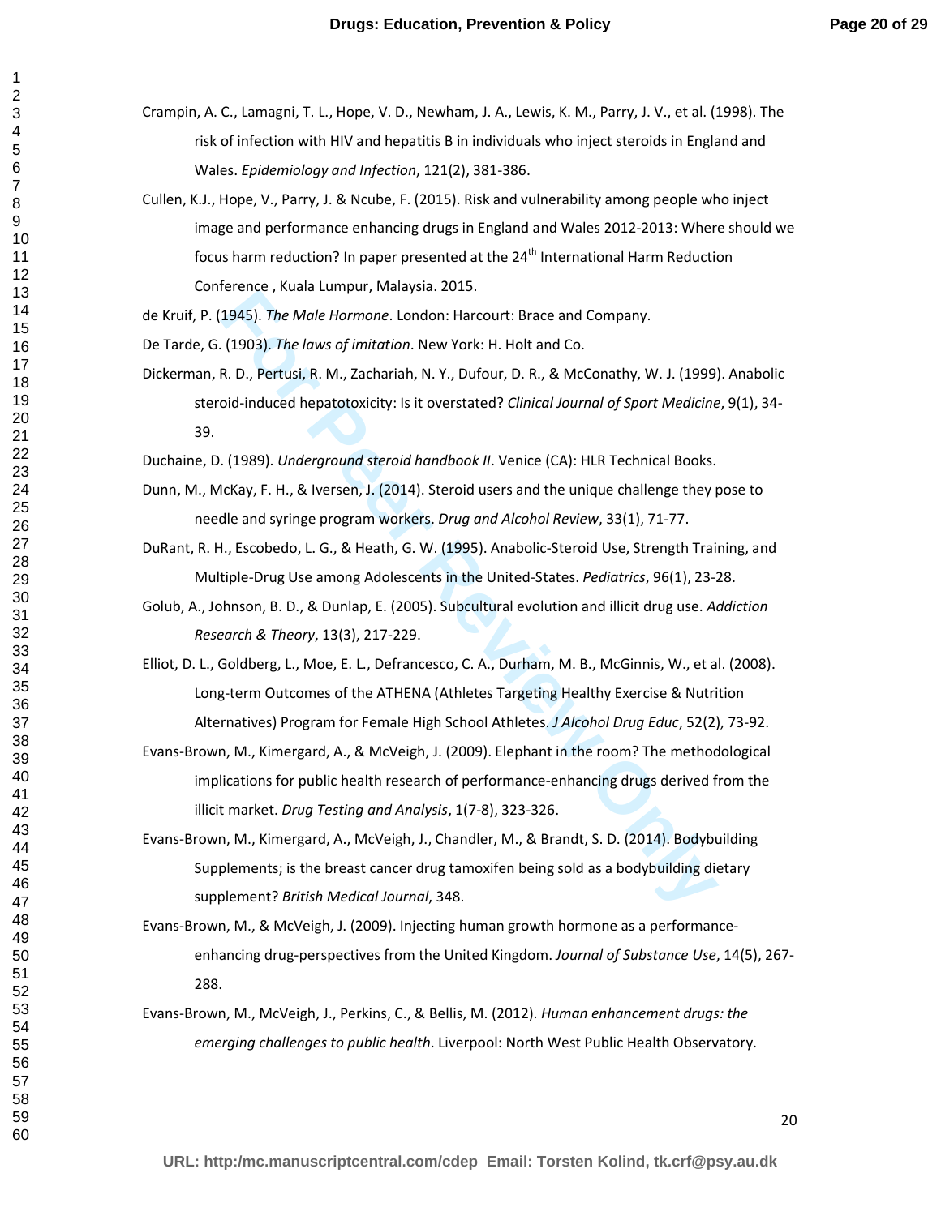Crampin, A. C., Lamagni, T. L., Hope, V. D., Newham, J. A., Lewis, K. M., Parry, J. V., et al. (1998). The risk of infection with HIV and hepatitis B in individuals who inject steroids in England and Wales. *Epidemiology and Infection*, 121(2), 381-386.

Cullen, K.J., Hope, V., Parry, J. & Ncube, F. (2015). Risk and vulnerability among people who inject image and performance enhancing drugs in England and Wales 2012-2013: Where should we focus harm reduction? In paper presented at the 24th International Harm Reduction Conference , Kuala Lumpur, Malaysia. 2015.

de Kruif, P. (1945). *The Male Hormone*. London: Harcourt: Brace and Company.

De Tarde, G. (1903). *The laws of imitation*. New York: H. Holt and Co.

Dickerman, R. D., Pertusi, R. M., Zachariah, N. Y., Dufour, D. R., & McConathy, W. J. (1999). Anabolic steroid-induced hepatotoxicity: Is it overstated? *Clinical Journal of Sport Medicine*, 9(1), 34-39.

Duchaine, D. (1989). *Underground steroid handbook II*. Venice (CA): HLR Technical Books.

Dunn, M., McKay, F. H., & Iversen, J. (2014). Steroid users and the unique challenge they pose to needle and syringe program workers. *Drug and Alcohol Review*, 33(1), 71-77.

DuRant, R. H., Escobedo, L. G., & Heath, G. W. (1995). Anabolic-Steroid Use, Strength Training, and Multiple-Drug Use among Adolescents in the United-States. *Pediatrics*, 96(1), 23-28.

Golub, A., Johnson, B. D., & Dunlap, E. (2005). Subcultural evolution and illicit drug use. *Addiction Research & Theory*, 13(3), 217-229.

Elliot, D. L., Goldberg, L., Moe, E. L., Defrancesco, C. A., Durham, M. B., McGinnis, W., et al. (2008). Long-term Outcomes of the ATHENA (Athletes Targeting Healthy Exercise & Nutrition Alternatives) Program for Female High School Athletes. *J Alcohol Drug Educ*, 52(2), 73-92.

Evans-Brown, M., Kimergard, A., & McVeigh, J. (2009). Elephant in the room? The methodological implications for public health research of performance-enhancing drugs derived from the illicit market. *Drug Testing and Analysis*, 1(7-8), 323-326.

Evans-Brown, M., Kimergard, A., McVeigh, J., Chandler, M., & Brandt, S. D. (2014). Bodybuilding Supplements; is the breast cancer drug tamoxifen being sold as a bodybuilding dietary supplement? *British Medical Journal*, 348.

Evans-Brown, M., & McVeigh, J. (2009). Injecting human growth hormone as a performance-enhancing drug-perspectives from the United Kingdom. *Journal of Substance Use*, 14(5), 267-288.

Evans-Brown, M., McVeigh, J., Perkins, C., & Bellis, M. (2012). *Human enhancement drugs: the emerging challenges to public health*. Liverpool: North West Public Health Observatory.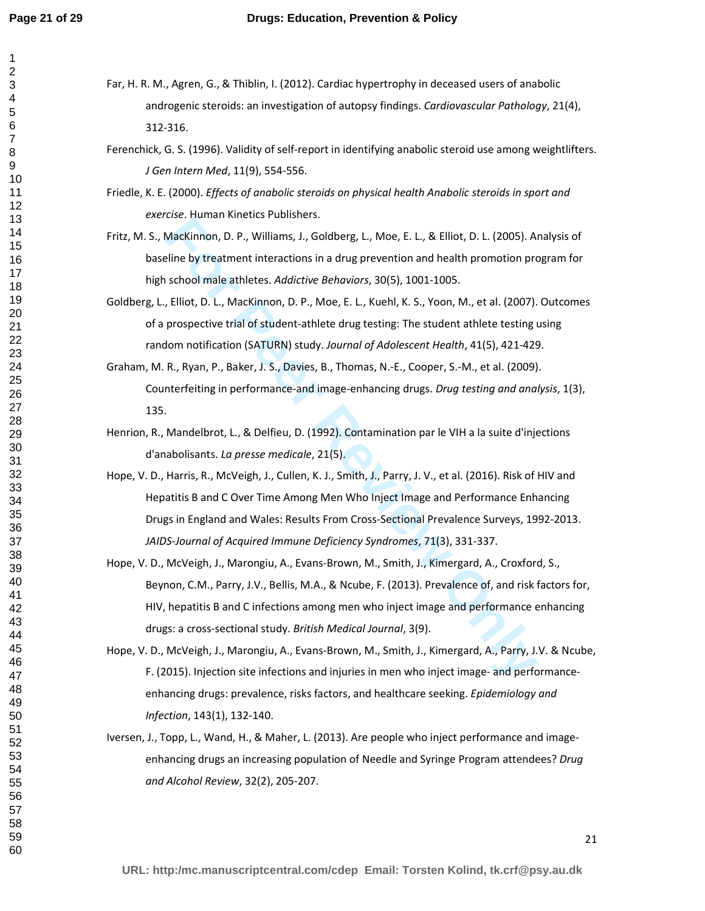Far, H. R. M., Agren, G., & Thiblin, I. (2012). Cardiac hypertrophy in deceased users of anabolic androgenic steroids: an investigation of autopsy findings. *Cardiovascular Pathology*, 21(4), 312-316.

Ferenchick, G. S. (1996). Validity of self-report in identifying anabolic steroid use among weightlifters. *J Gen Intern Med*, 11(9), 554-556.

Friedle, K. E. (2000). *Effects of anabolic steroids on physical health Anabolic steroids in sport and exercise*. Human Kinetics Publishers.

Fritz, M. S., MacKinnon, D. P., Williams, J., Goldberg, L., Moe, E. L., & Elliot, D. L. (2005). Analysis of baseline by treatment interactions in a drug prevention and health promotion program for high school male athletes. *Addictive Behaviors*, 30(5), 1001-1005.

Goldberg, L., Elliot, D. L., MacKinnon, D. P., Moe, E. L., Kuehl, K. S., Yoon, M., et al. (2007). Outcomes of a prospective trial of student-athlete drug testing: The student athlete testing using random notification (SATURN) study. *Journal of Adolescent Health*, 41(5), 421-429.

Graham, M. R., Ryan, P., Baker, J. S., Davies, B., Thomas, N.-E., Cooper, S.-M., et al. (2009). Counterfeiting in performance-and image-enhancing drugs. *Drug testing and analysis*, 1(3), 135.

Henrion, R., Mandelbrot, L., & Delfieu, D. (1992). Contamination par le VIH a la suite d'injections d'anabolisants. *La presse medicale*, 21(5).

Hope, V. D., Harris, R., McVeigh, J., Cullen, K. J., Smith, J., Parry, J. V., et al. (2016). Risk of HIV and Hepatitis B and C Over Time Among Men Who Inject Image and Performance Enhancing Drugs in England and Wales: Results From Cross-Sectional Prevalence Surveys, 1992-2013. *JAIDS-Journal of Acquired Immune Deficiency Syndromes*, 71(3), 331-337.

Hope, V. D., McVeigh, J., Marongiu, A., Evans-Brown, M., Smith, J., Kimergard, A., Croxford, S., Beynon, C.M., Parry, J.V., Bellis, M.A., & Ncube, F. (2013). Prevalence of, and risk factors for, HIV, hepatitis B and C infections among men who inject image and performance enhancing drugs: a cross-sectional study. *British Medical Journal*, 3(9).

Hope, V. D., McVeigh, J., Marongiu, A., Evans-Brown, M., Smith, J., Kimergard, A., Parry, J.V. & Ncube, F. (2015). Injection site infections and injuries in men who inject image- and performance-enhancing drugs: prevalence, risks factors, and healthcare seeking. *Epidemiology and Infection*, 143(1), 132-140.

Iversen, J., Topp, L., Wand, H., & Maher, L. (2013). Are people who inject performance and image-enhancing drugs an increasing population of Needle and Syringe Program attendees? *Drug and Alcohol Review*, 32(2), 205-207.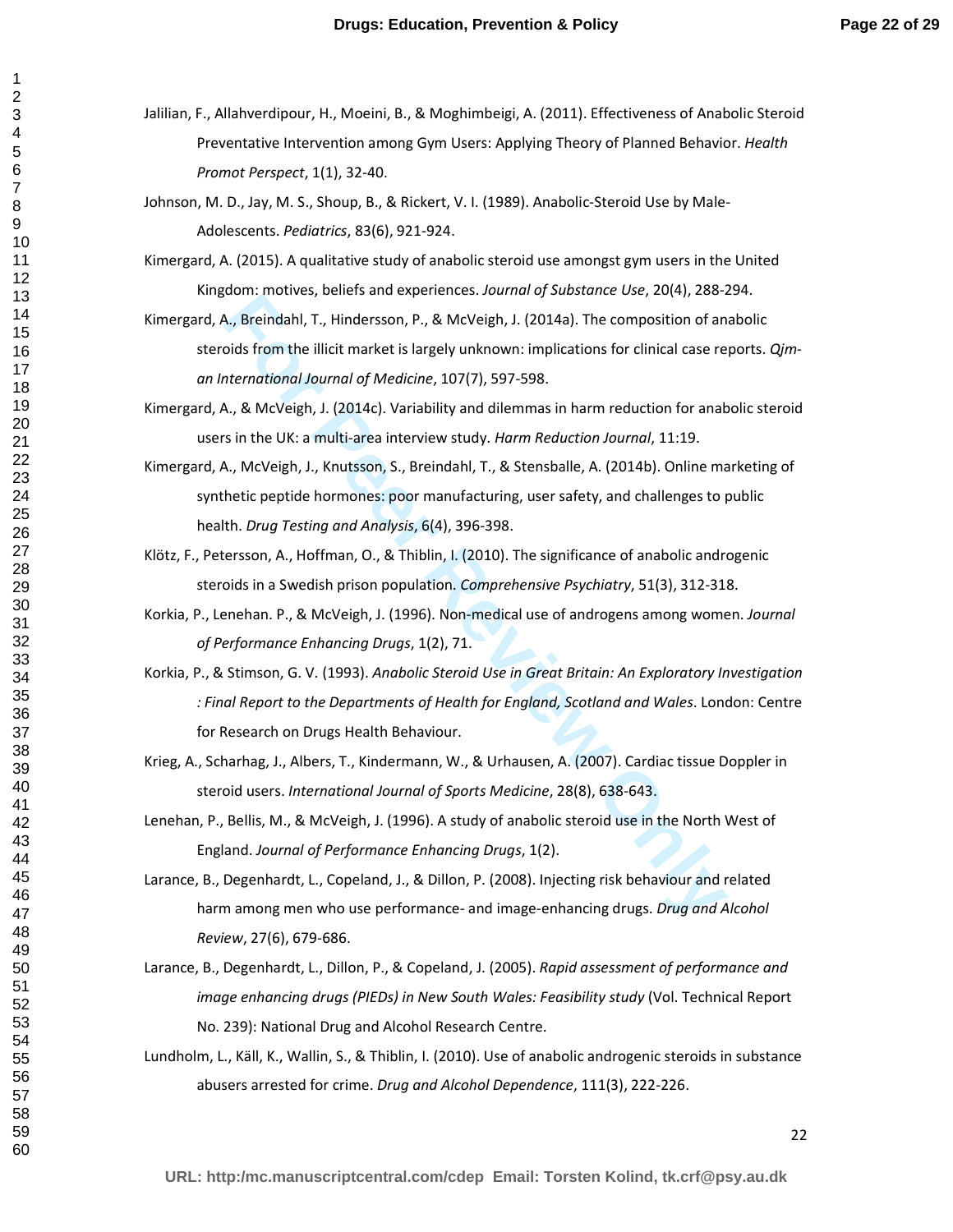Jalilian, F., Allahverdipour, H., Moeini, B., & Moghimbeigi, A. (2011). Effectiveness of Anabolic Steroid Preventative Intervention among Gym Users: Applying Theory of Planned Behavior. *Health Promot Perspect*, 1(1), 32-40.

Johnson, M. D., Jay, M. S., Shoup, B., & Rickert, V. I. (1989). Anabolic-Steroid Use by Male-Adolescents. *Pediatrics*, 83(6), 921-924.

Kimergard, A. (2015). A qualitative study of anabolic steroid use amongst gym users in the United Kingdom: motives, beliefs and experiences. *Journal of Substance Use*, 20(4), 288-294.

Kimergard, A., Breindahl, T., Hindersson, P., & McVeigh, J. (2014a). The composition of anabolic steroids from the illicit market is largely unknown: implications for clinical case reports. *Qjm-an International Journal of Medicine*, 107(7), 597-598.

Kimergard, A., & McVeigh, J. (2014c). Variability and dilemmas in harm reduction for anabolic steroid users in the UK: a multi-area interview study. *Harm Reduction Journal*, 11:19.

Kimergard, A., McVeigh, J., Knutsson, S., Breindahl, T., & Stensballe, A. (2014b). Online marketing of synthetic peptide hormones: poor manufacturing, user safety, and challenges to public health. *Drug Testing and Analysis*, 6(4), 396-398.

Klötz, F., Petersson, A., Hoffman, O., & Thiblin, I. (2010). The significance of anabolic androgenic steroids in a Swedish prison population. *Comprehensive Psychiatry*, 51(3), 312-318.

Korkia, P., Lenehan. P., & McVeigh, J. (1996). Non-medical use of androgens among women. *Journal of Performance Enhancing Drugs*, 1(2), 71.

Korkia, P., & Stimson, G. V. (1993). *Anabolic Steroid Use in Great Britain: An Exploratory Investigation : Final Report to the Departments of Health for England, Scotland and Wales*. London: Centre for Research on Drugs Health Behaviour.

Krieg, A., Scharhag, J., Albers, T., Kindermann, W., & Urhausen, A. (2007). Cardiac tissue Doppler in steroid users. *International Journal of Sports Medicine*, 28(8), 638-643.

Lenehan, P., Bellis, M., & McVeigh, J. (1996). A study of anabolic steroid use in the North West of England. *Journal of Performance Enhancing Drugs*, 1(2).

Larance, B., Degenhardt, L., Copeland, J., & Dillon, P. (2008). Injecting risk behaviour and related harm among men who use performance- and image-enhancing drugs. *Drug and Alcohol Review*, 27(6), 679-686.

Larance, B., Degenhardt, L., Dillon, P., & Copeland, J. (2005). *Rapid assessment of performance and image enhancing drugs (PIEDs) in New South Wales: Feasibility study* (Vol. Technical Report No. 239): National Drug and Alcohol Research Centre.

Lundholm, L., Käll, K., Wallin, S., & Thiblin, I. (2010). Use of anabolic androgenic steroids in substance abusers arrested for crime. *Drug and Alcohol Dependence*, 111(3), 222-226.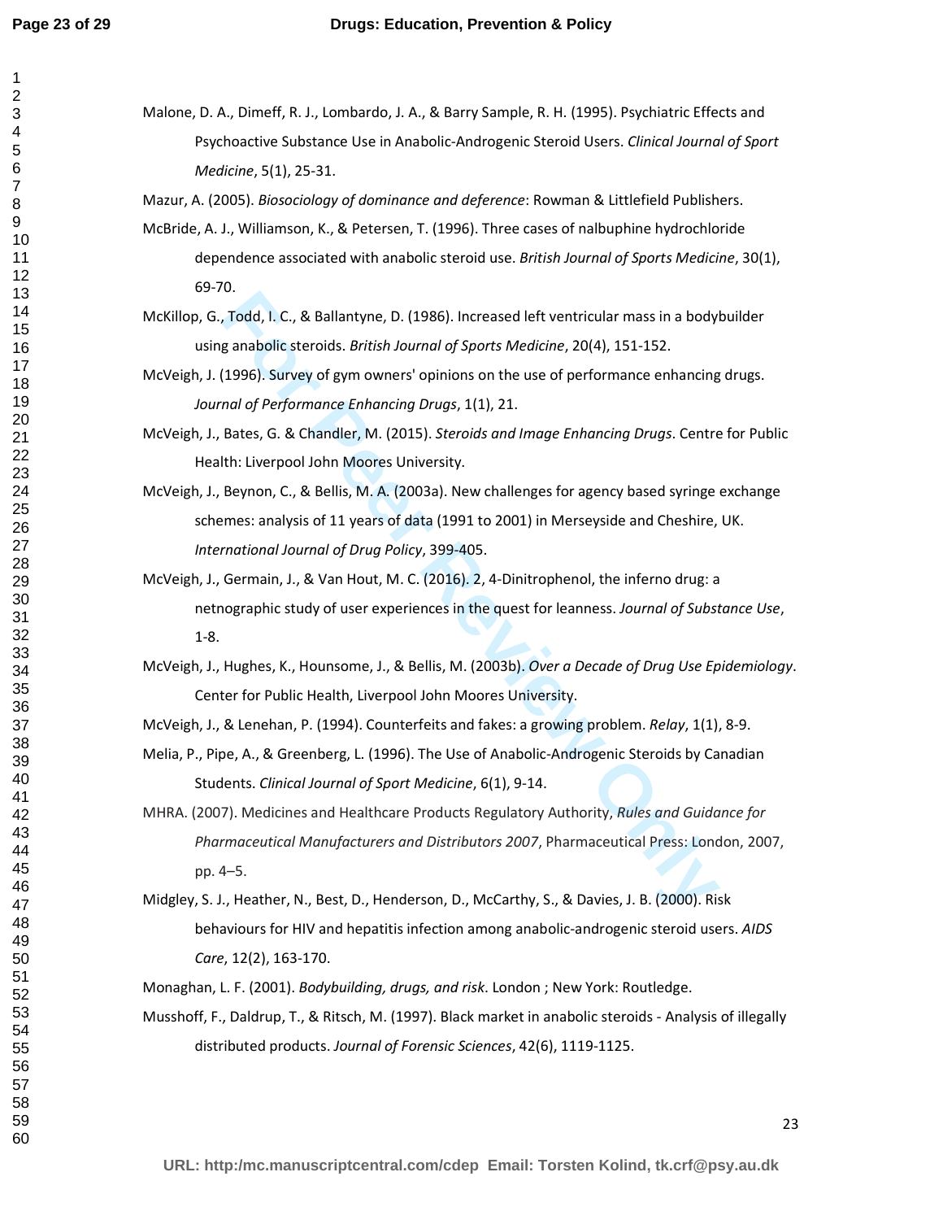Malone, D. A., Dimeff, R. J., Lombardo, J. A., & Barry Sample, R. H. (1995). Psychiatric Effects and Psychoactive Substance Use in Anabolic-Androgenic Steroid Users. *Clinical Journal of Sport Medicine*, 5(1), 25-31.

Mazur, A. (2005). *Biosociology of dominance and deference*: Rowman & Littlefield Publishers.

McBride, A. J., Williamson, K., & Petersen, T. (1996). Three cases of nalbuphine hydrochloride dependence associated with anabolic steroid use. *British Journal of Sports Medicine*, 30(1), 69-70.

McKillop, G., Todd, I. C., & Ballantyne, D. (1986). Increased left ventricular mass in a bodybuilder using anabolic steroids. *British Journal of Sports Medicine*, 20(4), 151-152.

McVeigh, J. (1996). Survey of gym owners' opinions on the use of performance enhancing drugs. *Journal of Performance Enhancing Drugs*, 1(1), 21.

McVeigh, J., Bates, G. & Chandler, M. (2015). *Steroids and Image Enhancing Drugs*. Centre for Public Health: Liverpool John Moores University.

McVeigh, J., Beynon, C., & Bellis, M. A. (2003a). New challenges for agency based syringe exchange schemes: analysis of 11 years of data (1991 to 2001) in Merseyside and Cheshire, UK. *International Journal of Drug Policy*, 399-405.

McVeigh, J., Germain, J., & Van Hout, M. C. (2016). 2, 4-Dinitrophenol, the inferno drug: a netnographic study of user experiences in the quest for leanness. *Journal of Substance Use*, 1-8.

McVeigh, J., Hughes, K., Hounsome, J., & Bellis, M. (2003b). *Over a Decade of Drug Use Epidemiology*. Center for Public Health, Liverpool John Moores University.

McVeigh, J., & Lenehan, P. (1994). Counterfeits and fakes: a growing problem. *Relay*, 1(1), 8-9.

Melia, P., Pipe, A., & Greenberg, L. (1996). The Use of Anabolic-Androgenic Steroids by Canadian Students. *Clinical Journal of Sport Medicine*, 6(1), 9-14.

MHRA. (2007). Medicines and Healthcare Products Regulatory Authority, *Rules and Guidance for Pharmaceutical Manufacturers and Distributors 2007*, Pharmaceutical Press: London, 2007, pp. 4–5.

Midgley, S. J., Heather, N., Best, D., Henderson, D., McCarthy, S., & Davies, J. B. (2000). Risk behaviours for HIV and hepatitis infection among anabolic-androgenic steroid users. *AIDS Care*, 12(2), 163-170.

Monaghan, L. F. (2001). *Bodybuilding, drugs, and risk*. London ; New York: Routledge.

Musshoff, F., Daldrup, T., & Ritsch, M. (1997). Black market in anabolic steroids - Analysis of illegally distributed products. *Journal of Forensic Sciences*, 42(6), 1119-1125.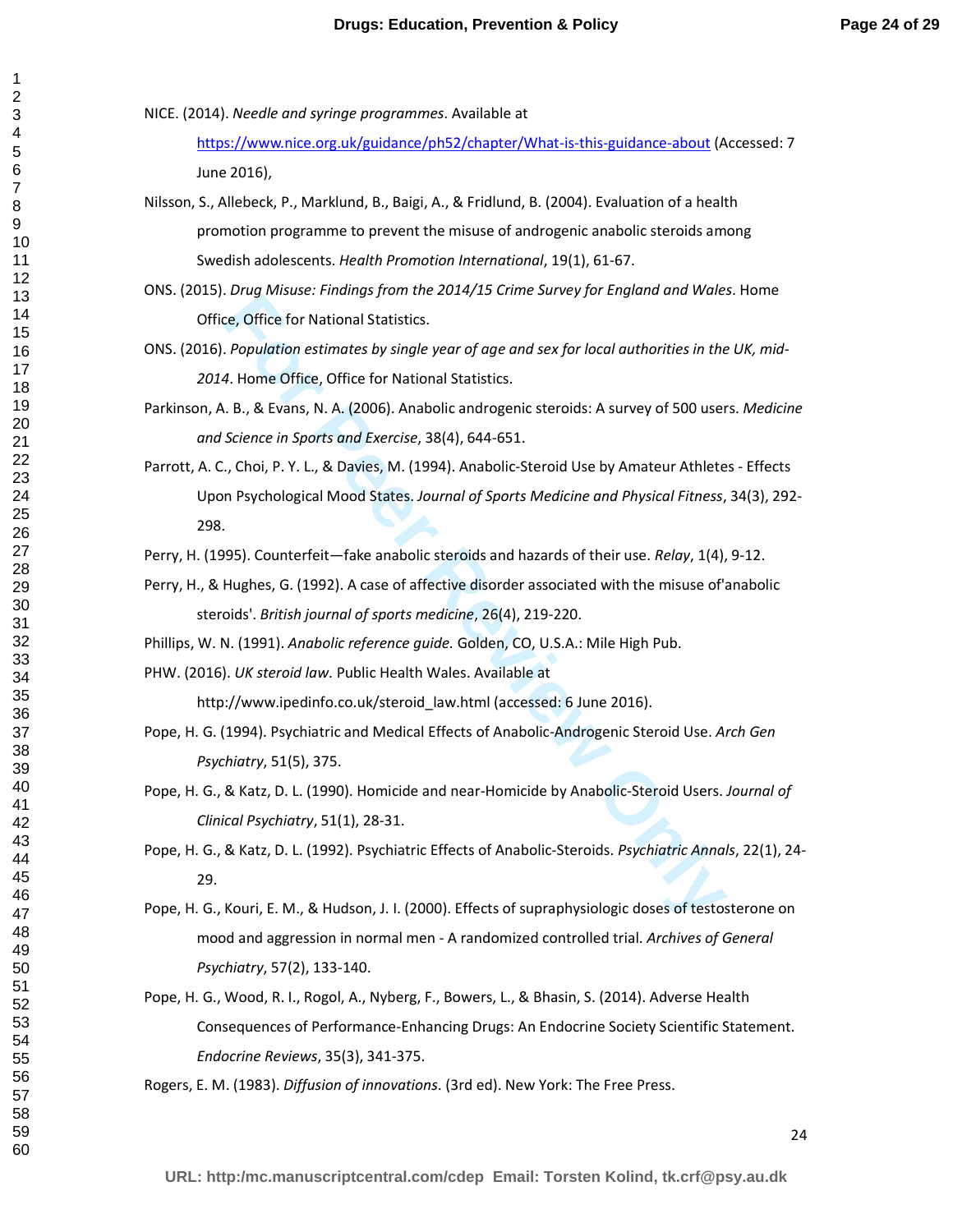NICE. (2014). *Needle and syringe programmes*. Available at https://www.nice.org.uk/guidance/ph52/chapter/What-is-this-guidance-about (Accessed: 7 June 2016),

Nilsson, S., Allebeck, P., Marklund, B., Baigi, A., & Fridlund, B. (2004). Evaluation of a health promotion programme to prevent the misuse of androgenic anabolic steroids among Swedish adolescents. *Health Promotion International*, 19(1), 61-67.

ONS. (2015). *Drug Misuse: Findings from the 2014/15 Crime Survey for England and Wales*. Home Office, Office for National Statistics.

ONS. (2016). *Population estimates by single year of age and sex for local authorities in the UK, mid-2014*. Home Office, Office for National Statistics.

Parkinson, A. B., & Evans, N. A. (2006). Anabolic androgenic steroids: A survey of 500 users. *Medicine and Science in Sports and Exercise*, 38(4), 644-651.

Parrott, A. C., Choi, P. Y. L., & Davies, M. (1994). Anabolic-Steroid Use by Amateur Athletes - Effects Upon Psychological Mood States. *Journal of Sports Medicine and Physical Fitness*, 34(3), 292-298.

Perry, H. (1995). Counterfeit—fake anabolic steroids and hazards of their use. *Relay*, 1(4), 9-12.

Perry, H., & Hughes, G. (1992). A case of affective disorder associated with the misuse of'anabolic steroids'. *British journal of sports medicine*, 26(4), 219-220.

Phillips, W. N. (1991). *Anabolic reference guide.* Golden, CO, U.S.A.: Mile High Pub.

PHW. (2016). *UK steroid law*. Public Health Wales. Available at http://www.ipedinfo.co.uk/steroid_law.html (accessed: 6 June 2016).

Pope, H. G. (1994). Psychiatric and Medical Effects of Anabolic-Androgenic Steroid Use. *Arch Gen Psychiatry*, 51(5), 375.

Pope, H. G., & Katz, D. L. (1990). Homicide and near-Homicide by Anabolic-Steroid Users. *Journal of Clinical Psychiatry*, 51(1), 28-31.

Pope, H. G., & Katz, D. L. (1992). Psychiatric Effects of Anabolic-Steroids. *Psychiatric Annals*, 22(1), 24-29.

Pope, H. G., Kouri, E. M., & Hudson, J. I. (2000). Effects of supraphysiologic doses of testosterone on mood and aggression in normal men - A randomized controlled trial. *Archives of General Psychiatry*, 57(2), 133-140.

Pope, H. G., Wood, R. I., Rogol, A., Nyberg, F., Bowers, L., & Bhasin, S. (2014). Adverse Health Consequences of Performance-Enhancing Drugs: An Endocrine Society Scientific Statement. *Endocrine Reviews*, 35(3), 341-375.

Rogers, E. M. (1983). *Diffusion of innovations.* (3rd ed). New York: The Free Press.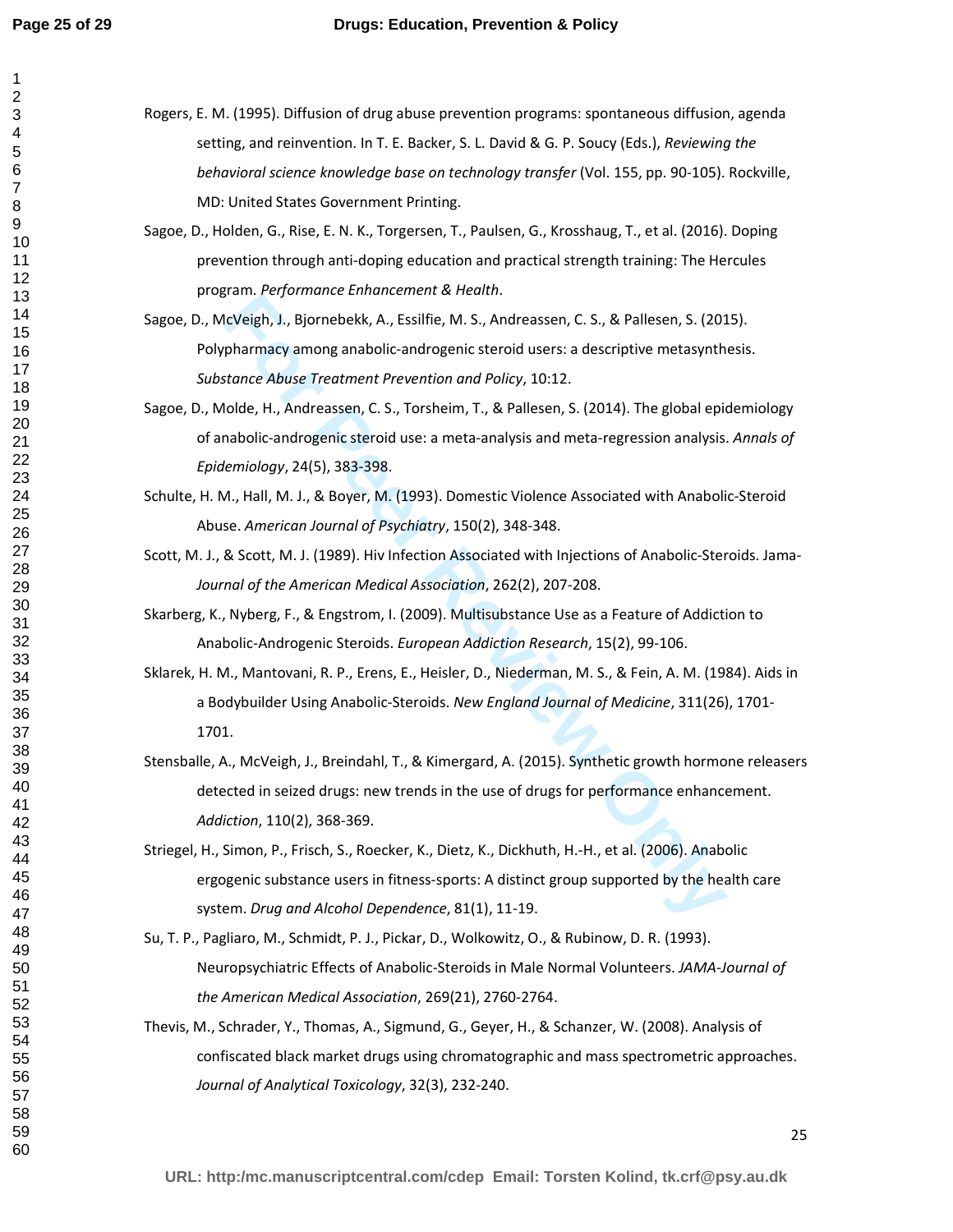Rogers, E. M. (1995). Diffusion of drug abuse prevention programs: spontaneous diffusion, agenda setting, and reinvention. In T. E. Backer, S. L. David & G. P. Soucy (Eds.), *Reviewing the behavioral science knowledge base on technology transfer* (Vol. 155, pp. 90-105). Rockville, MD: United States Government Printing.

Sagoe, D., Holden, G., Rise, E. N. K., Torgersen, T., Paulsen, G., Krosshaug, T., et al. (2016). Doping prevention through anti-doping education and practical strength training: The Hercules program. *Performance Enhancement & Health*.

Sagoe, D., McVeigh, J., Bjornebekk, A., Essilfie, M. S., Andreassen, C. S., & Pallesen, S. (2015). Polypharmacy among anabolic-androgenic steroid users: a descriptive metasynthesis. *Substance Abuse Treatment Prevention and Policy*, 10:12.

Sagoe, D., Molde, H., Andreassen, C. S., Torsheim, T., & Pallesen, S. (2014). The global epidemiology of anabolic-androgenic steroid use: a meta-analysis and meta-regression analysis. *Annals of Epidemiology*, 24(5), 383-398.

Schulte, H. M., Hall, M. J., & Boyer, M. (1993). Domestic Violence Associated with Anabolic-Steroid Abuse. *American Journal of Psychiatry*, 150(2), 348-348.

Scott, M. J., & Scott, M. J. (1989). Hiv Infection Associated with Injections of Anabolic-Steroids. Jama-*Journal of the American Medical Association*, 262(2), 207-208.

Skarberg, K., Nyberg, F., & Engstrom, I. (2009). Multisubstance Use as a Feature of Addiction to Anabolic-Androgenic Steroids. *European Addiction Research*, 15(2), 99-106.

Sklarek, H. M., Mantovani, R. P., Erens, E., Heisler, D., Niederman, M. S., & Fein, A. M. (1984). Aids in a Bodybuilder Using Anabolic-Steroids. *New England Journal of Medicine*, 311(26), 1701-1701.

Stensballe, A., McVeigh, J., Breindahl, T., & Kimergard, A. (2015). Synthetic growth hormone releasers detected in seized drugs: new trends in the use of drugs for performance enhancement. *Addiction*, 110(2), 368-369.

Striegel, H., Simon, P., Frisch, S., Roecker, K., Dietz, K., Dickhuth, H.-H., et al. (2006). Anabolic ergogenic substance users in fitness-sports: A distinct group supported by the health care system. *Drug and Alcohol Dependence*, 81(1), 11-19.

Su, T. P., Pagliaro, M., Schmidt, P. J., Pickar, D., Wolkowitz, O., & Rubinow, D. R. (1993). Neuropsychiatric Effects of Anabolic-Steroids in Male Normal Volunteers. *JAMA-Journal of the American Medical Association*, 269(21), 2760-2764.

Thevis, M., Schrader, Y., Thomas, A., Sigmund, G., Geyer, H., & Schanzer, W. (2008). Analysis of confiscated black market drugs using chromatographic and mass spectrometric approaches. *Journal of Analytical Toxicology*, 32(3), 232-240.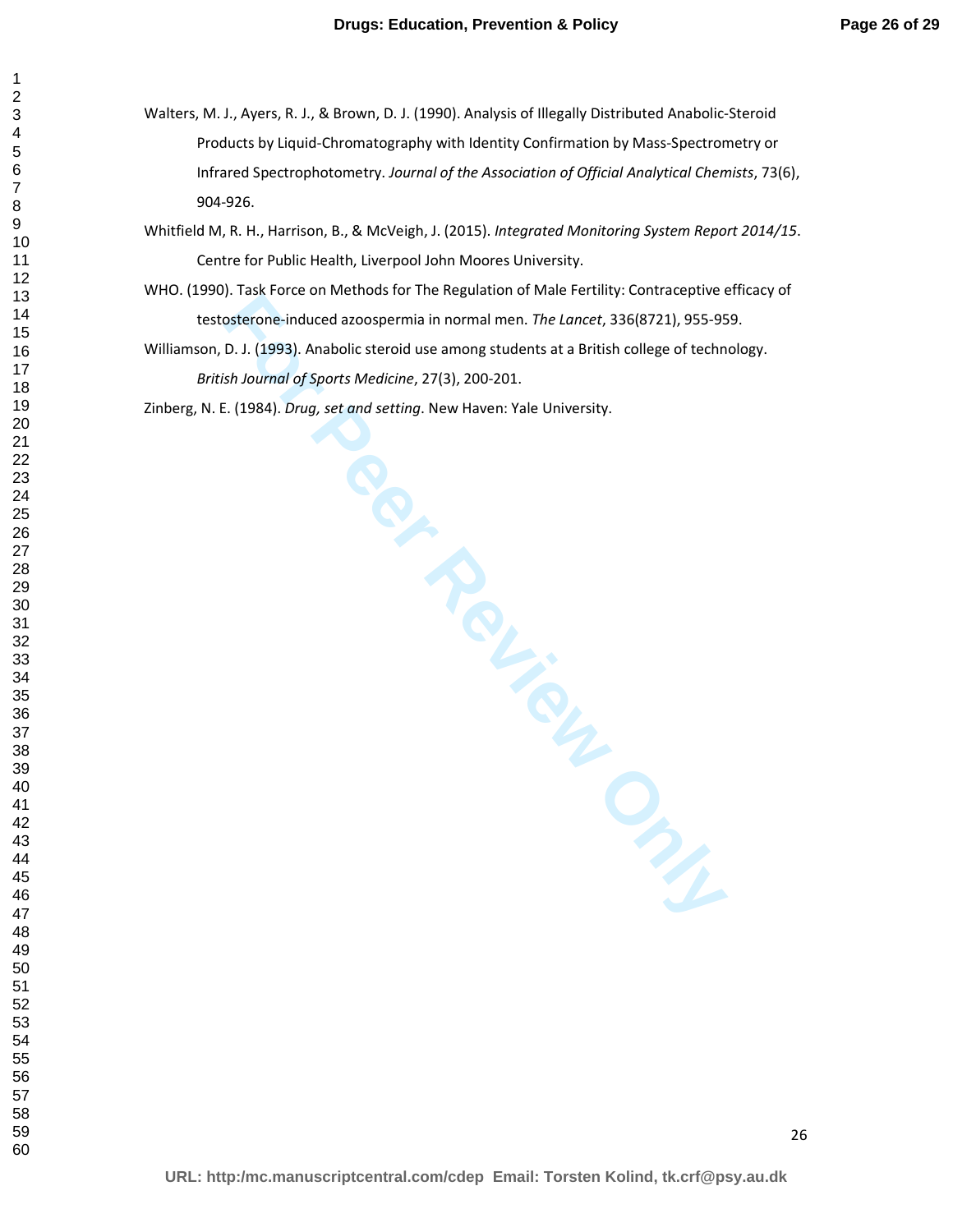Walters, M. J., Ayers, R. J., & Brown, D. J. (1990). Analysis of Illegally Distributed Anabolic-Steroid Products by Liquid-Chromatography with Identity Confirmation by Mass-Spectrometry or Infrared Spectrophotometry. *Journal of the Association of Official Analytical Chemists*, 73(6), 904-926.

Whitfield M, R. H., Harrison, B., & McVeigh, J. (2015). *Integrated Monitoring System Report 2014/15*. Centre for Public Health, Liverpool John Moores University.

WHO. (1990). Task Force on Methods for The Regulation of Male Fertility: Contraceptive efficacy of testosterone-induced azoospermia in normal men. *The Lancet*, 336(8721), 955-959.

Williamson, D. J. (1993). Anabolic steroid use among students at a British college of technology. *British Journal of Sports Medicine*, 27(3), 200-201.

Zinberg, N. E. (1984). *Drug, set and setting*. New Haven: Yale University.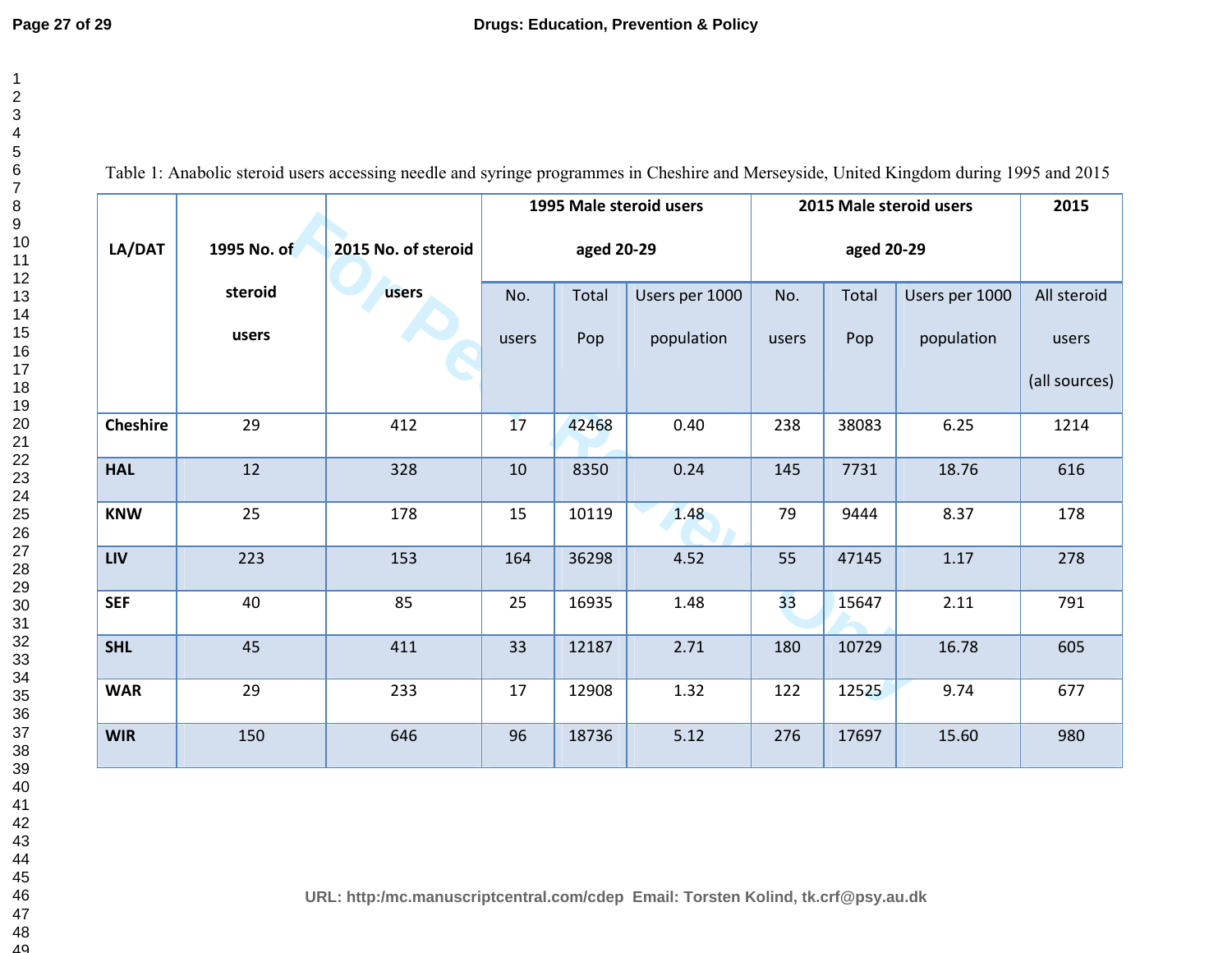Table 1: Anabolic steroid users accessing needle and syringe programmes in Cheshire and Merseyside, United Kingdom during 1995 and 2015

| LA/DAT | 1995 No. of steroid users | 2015 No. of steroid users | 1995 Male steroid users aged 20-29 | | | 2015 Male steroid users aged 20-29 | | | 2015 |
|---|---|---|---|---|---|---|---|---|---|
| | | | No. users | Total Pop | Users per 1000 population | No. users | Total Pop | Users per 1000 population | All steroid users (all sources) |
| **Cheshire** | 29 | 412 | 17 | 42468 | 0.40 | 238 | 38083 | 6.25 | 1214 |
| **HAL** | 12 | 328 | 10 | 8350 | 0.24 | 145 | 7731 | 18.76 | 616 |
| **KNW** | 25 | 178 | 15 | 10119 | 1.48 | 79 | 9444 | 8.37 | 178 |
| **LIV** | 223 | 153 | 164 | 36298 | 4.52 | 55 | 47145 | 1.17 | 278 |
| **SEF** | 40 | 85 | 25 | 16935 | 1.48 | 33 | 15647 | 2.11 | 791 |
| **SHL** | 45 | 411 | 33 | 12187 | 2.71 | 180 | 10729 | 16.78 | 605 |
| **WAR** | 29 | 233 | 17 | 12908 | 1.32 | 122 | 12525 | 9.74 | 677 |
| **WIR** | 150 | 646 | 96 | 18736 | 5.12 | 276 | 17697 | 15.60 | 980 |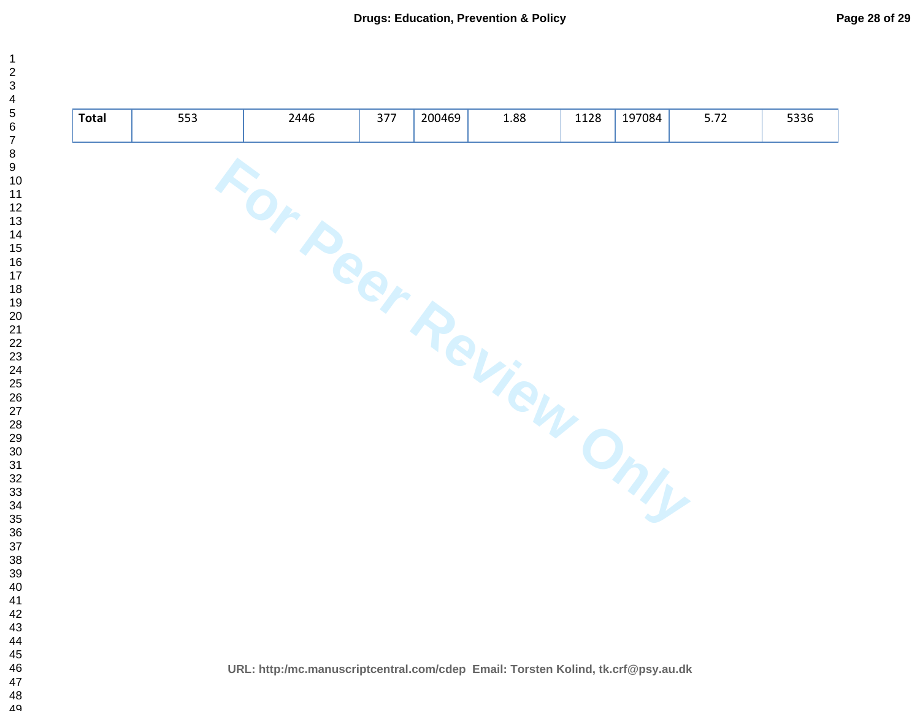| Total | 553 | 2446 | 377 | 200469 | 1.88 | 1128 | 197084 | 5.72 | 5336 |
|---|---|---|---|---|---|---|---|---|---|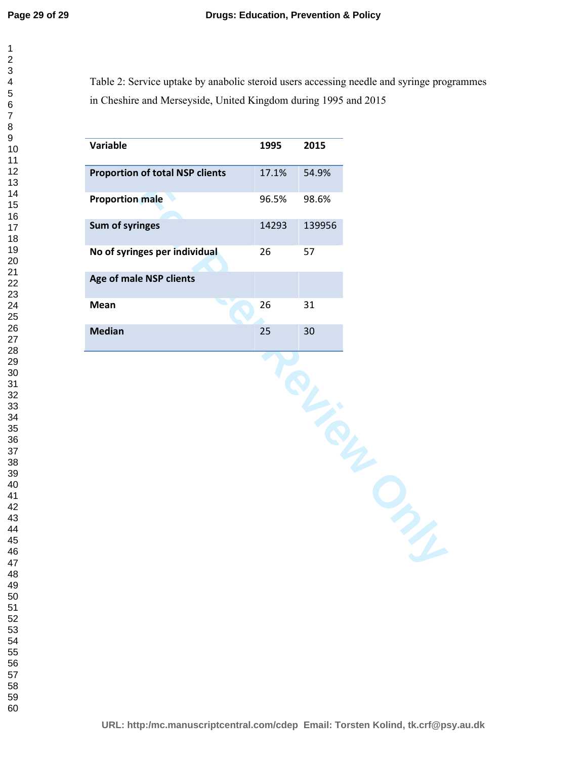Table 2: Service uptake by anabolic steroid users accessing needle and syringe programmes in Cheshire and Merseyside, United Kingdom during 1995 and 2015

| Variable | 1995 | 2015 |
|---|---|---|
| **Proportion of total NSP clients** | 17.1% | 54.9% |
| **Proportion male** | 96.5% | 98.6% |
| **Sum of syringes** | 14293 | 139956 |
| **No of syringes per individual** | 26 | 57 |
| **Age of male NSP clients** | | |
| **Mean** | 26 | 31 |
| **Median** | 25 | 30 |